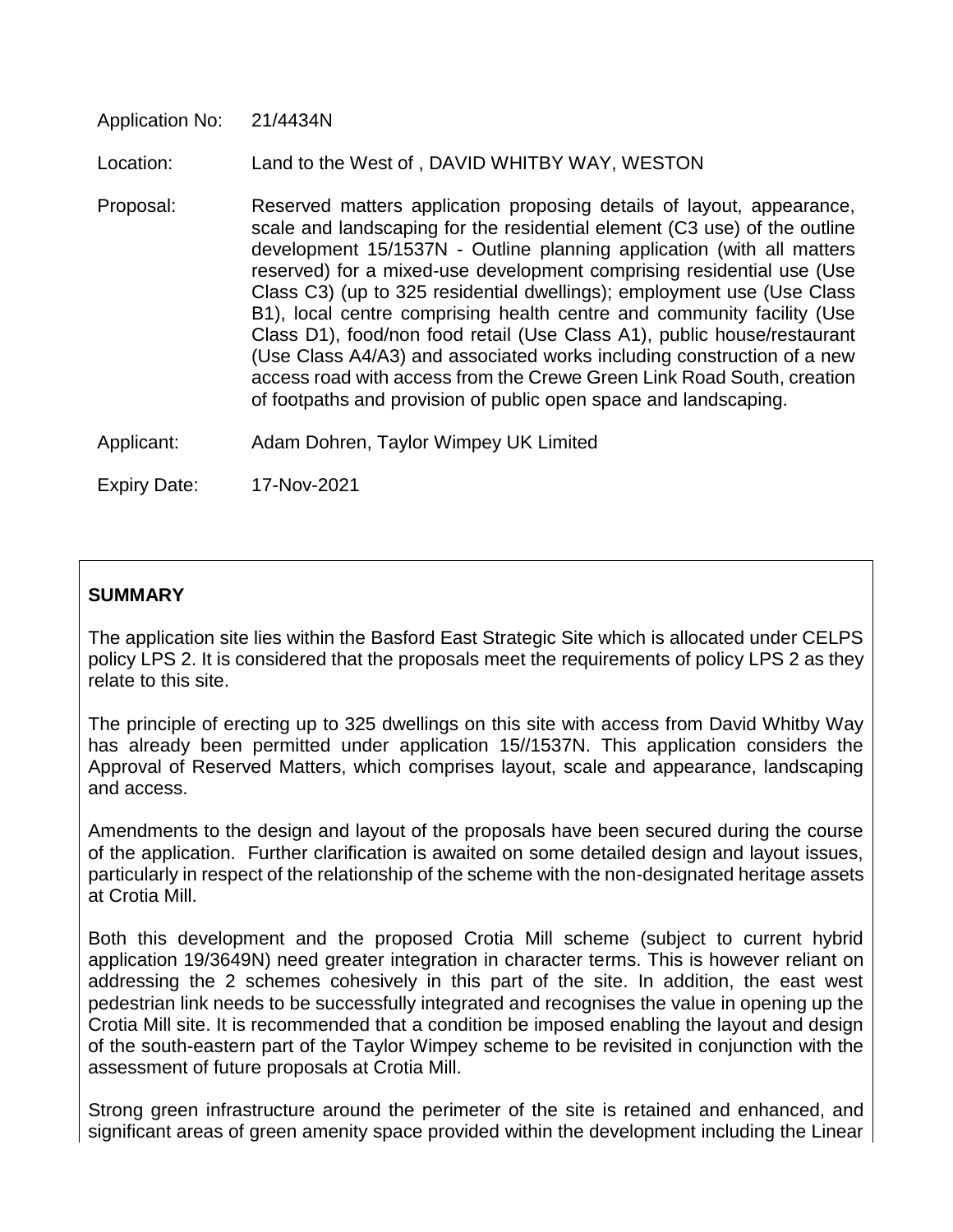Application No: 21/4434N

Location: Land to the West of , DAVID WHITBY WAY, WESTON

Proposal: Reserved matters application proposing details of layout, appearance, scale and landscaping for the residential element (C3 use) of the outline development 15/1537N - Outline planning application (with all matters reserved) for a mixed-use development comprising residential use (Use Class C3) (up to 325 residential dwellings); employment use (Use Class B1), local centre comprising health centre and community facility (Use Class D1), food/non food retail (Use Class A1), public house/restaurant (Use Class A4/A3) and associated works including construction of a new access road with access from the Crewe Green Link Road South, creation of footpaths and provision of public open space and landscaping.

Applicant: Adam Dohren, Taylor Wimpey UK Limited

Expiry Date: 17-Nov-2021

**SUMMARY**

The application site lies within the Basford East Strategic Site which is allocated under CELPS policy LPS 2. It is considered that the proposals meet the requirements of policy LPS 2 as they relate to this site.

The principle of erecting up to 325 dwellings on this site with access from David Whitby Way has already been permitted under application 15//1537N. This application considers the Approval of Reserved Matters, which comprises layout, scale and appearance, landscaping and access.

Amendments to the design and layout of the proposals have been secured during the course of the application. Further clarification is awaited on some detailed design and layout issues, particularly in respect of the relationship of the scheme with the non-designated heritage assets at Crotia Mill.

Both this development and the proposed Crotia Mill scheme (subject to current hybrid application 19/3649N) need greater integration in character terms. This is however reliant on addressing the 2 schemes cohesively in this part of the site. In addition, the east west pedestrian link needs to be successfully integrated and recognises the value in opening up the Crotia Mill site. It is recommended that a condition be imposed enabling the layout and design of the south-eastern part of the Taylor Wimpey scheme to be revisited in conjunction with the assessment of future proposals at Crotia Mill.

Strong green infrastructure around the perimeter of the site is retained and enhanced, and significant areas of green amenity space provided within the development including the Linear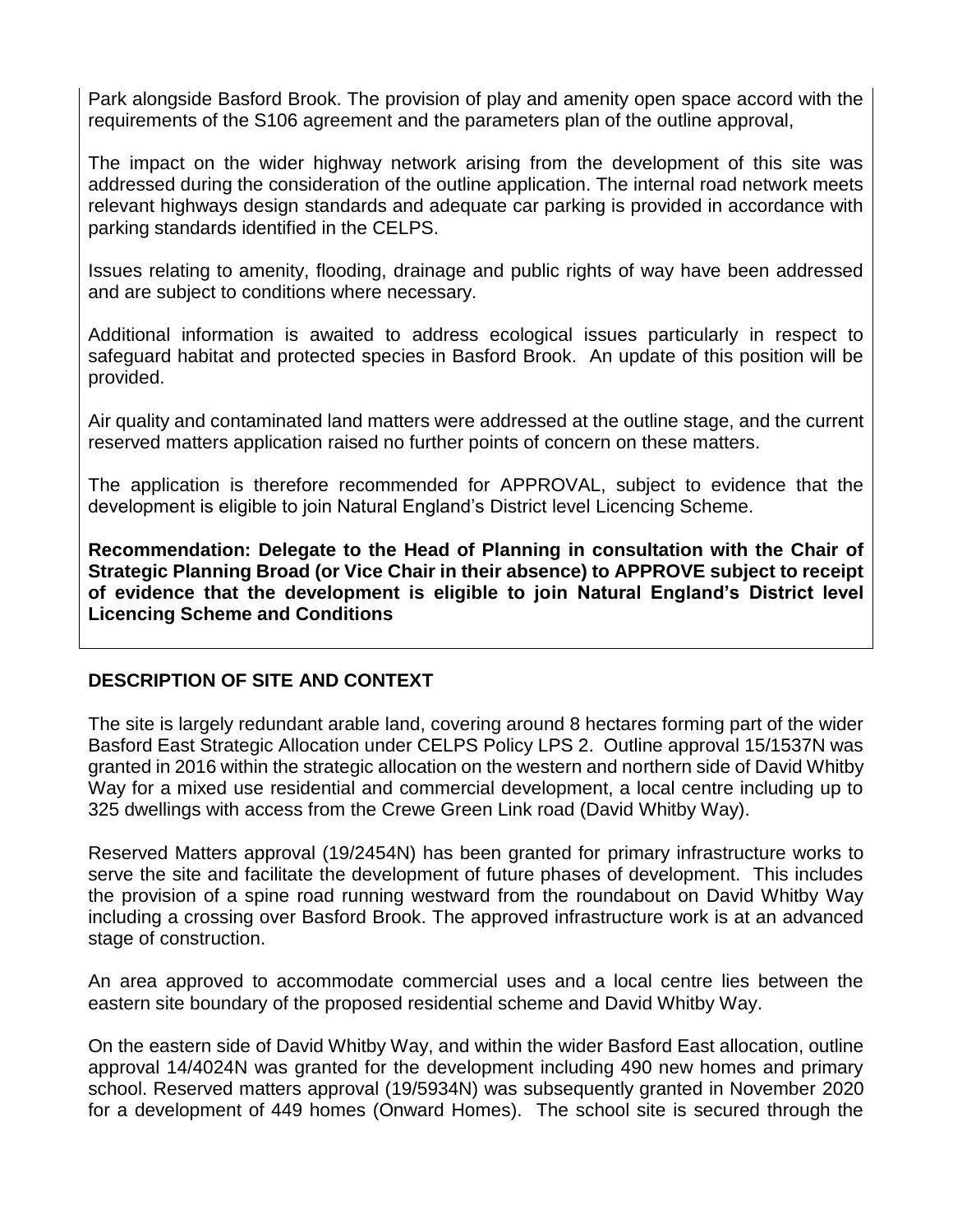Park alongside Basford Brook. The provision of play and amenity open space accord with the requirements of the S106 agreement and the parameters plan of the outline approval,

The impact on the wider highway network arising from the development of this site was addressed during the consideration of the outline application. The internal road network meets relevant highways design standards and adequate car parking is provided in accordance with parking standards identified in the CELPS.

Issues relating to amenity, flooding, drainage and public rights of way have been addressed and are subject to conditions where necessary.

Additional information is awaited to address ecological issues particularly in respect to safeguard habitat and protected species in Basford Brook. An update of this position will be provided.

Air quality and contaminated land matters were addressed at the outline stage, and the current reserved matters application raised no further points of concern on these matters.

The application is therefore recommended for APPROVAL, subject to evidence that the development is eligible to join Natural England's District level Licencing Scheme.

**Recommendation: Delegate to the Head of Planning in consultation with the Chair of Strategic Planning Broad (or Vice Chair in their absence) to APPROVE subject to receipt of evidence that the development is eligible to join Natural England's District level Licencing Scheme and Conditions**

## DESCRIPTION OF SITE AND CONTEXT

The site is largely redundant arable land, covering around 8 hectares forming part of the wider Basford East Strategic Allocation under CELPS Policy LPS 2. Outline approval 15/1537N was granted in 2016 within the strategic allocation on the western and northern side of David Whitby Way for a mixed use residential and commercial development, a local centre including up to 325 dwellings with access from the Crewe Green Link road (David Whitby Way).

Reserved Matters approval (19/2454N) has been granted for primary infrastructure works to serve the site and facilitate the development of future phases of development. This includes the provision of a spine road running westward from the roundabout on David Whitby Way including a crossing over Basford Brook. The approved infrastructure work is at an advanced stage of construction.

An area approved to accommodate commercial uses and a local centre lies between the eastern site boundary of the proposed residential scheme and David Whitby Way.

On the eastern side of David Whitby Way, and within the wider Basford East allocation, outline approval 14/4024N was granted for the development including 490 new homes and primary school. Reserved matters approval (19/5934N) was subsequently granted in November 2020 for a development of 449 homes (Onward Homes). The school site is secured through the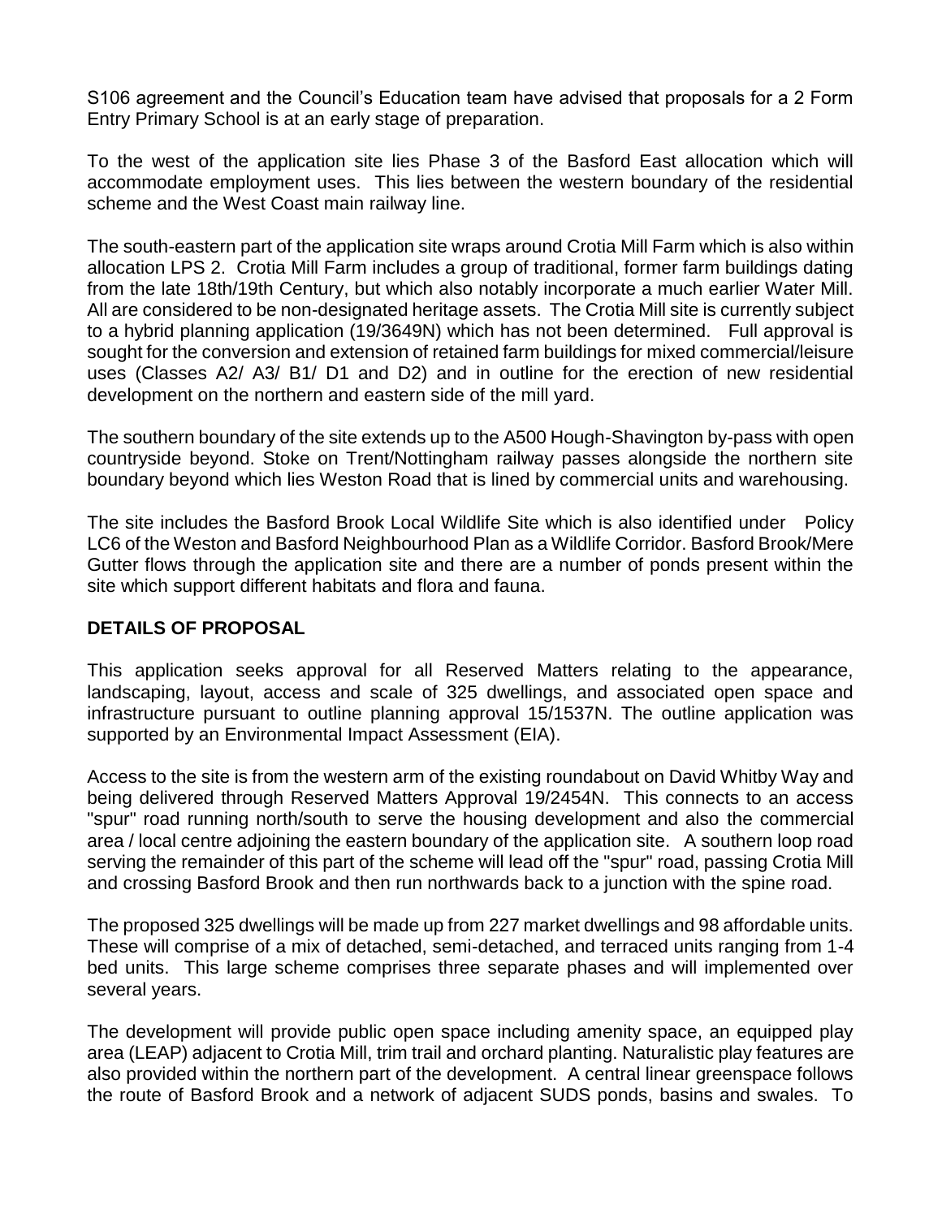S106 agreement and the Council's Education team have advised that proposals for a 2 Form Entry Primary School is at an early stage of preparation.

To the west of the application site lies Phase 3 of the Basford East allocation which will accommodate employment uses. This lies between the western boundary of the residential scheme and the West Coast main railway line.

The south-eastern part of the application site wraps around Crotia Mill Farm which is also within allocation LPS 2. Crotia Mill Farm includes a group of traditional, former farm buildings dating from the late 18th/19th Century, but which also notably incorporate a much earlier Water Mill. All are considered to be non-designated heritage assets. The Crotia Mill site is currently subject to a hybrid planning application (19/3649N) which has not been determined. Full approval is sought for the conversion and extension of retained farm buildings for mixed commercial/leisure uses (Classes A2/ A3/ B1/ D1 and D2) and in outline for the erection of new residential development on the northern and eastern side of the mill yard.

The southern boundary of the site extends up to the A500 Hough-Shavington by-pass with open countryside beyond. Stoke on Trent/Nottingham railway passes alongside the northern site boundary beyond which lies Weston Road that is lined by commercial units and warehousing.

The site includes the Basford Brook Local Wildlife Site which is also identified under Policy LC6 of the Weston and Basford Neighbourhood Plan as a Wildlife Corridor. Basford Brook/Mere Gutter flows through the application site and there are a number of ponds present within the site which support different habitats and flora and fauna.

## DETAILS OF PROPOSAL

This application seeks approval for all Reserved Matters relating to the appearance, landscaping, layout, access and scale of 325 dwellings, and associated open space and infrastructure pursuant to outline planning approval 15/1537N. The outline application was supported by an Environmental Impact Assessment (EIA).

Access to the site is from the western arm of the existing roundabout on David Whitby Way and being delivered through Reserved Matters Approval 19/2454N. This connects to an access "spur" road running north/south to serve the housing development and also the commercial area / local centre adjoining the eastern boundary of the application site. A southern loop road serving the remainder of this part of the scheme will lead off the "spur" road, passing Crotia Mill and crossing Basford Brook and then run northwards back to a junction with the spine road.

The proposed 325 dwellings will be made up from 227 market dwellings and 98 affordable units. These will comprise of a mix of detached, semi-detached, and terraced units ranging from 1-4 bed units. This large scheme comprises three separate phases and will implemented over several years.

The development will provide public open space including amenity space, an equipped play area (LEAP) adjacent to Crotia Mill, trim trail and orchard planting. Naturalistic play features are also provided within the northern part of the development. A central linear greenspace follows the route of Basford Brook and a network of adjacent SUDS ponds, basins and swales. To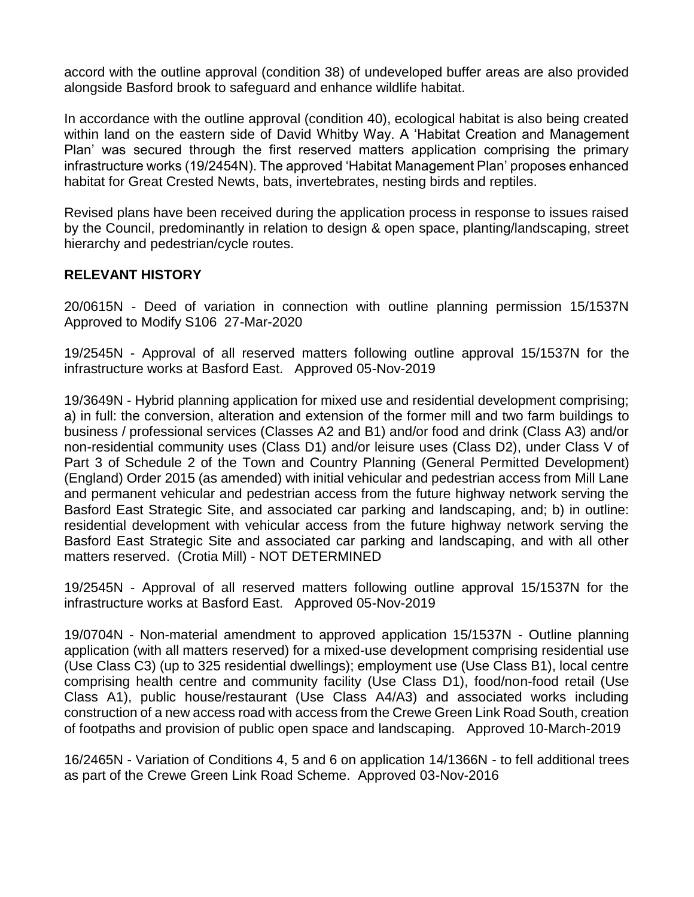accord with the outline approval (condition 38) of undeveloped buffer areas are also provided alongside Basford brook to safeguard and enhance wildlife habitat.

In accordance with the outline approval (condition 40), ecological habitat is also being created within land on the eastern side of David Whitby Way. A 'Habitat Creation and Management Plan' was secured through the first reserved matters application comprising the primary infrastructure works (19/2454N). The approved 'Habitat Management Plan' proposes enhanced habitat for Great Crested Newts, bats, invertebrates, nesting birds and reptiles.

Revised plans have been received during the application process in response to issues raised by the Council, predominantly in relation to design & open space, planting/landscaping, street hierarchy and pedestrian/cycle routes.

## RELEVANT HISTORY

20/0615N - Deed of variation in connection with outline planning permission 15/1537N Approved to Modify S106 27-Mar-2020

19/2545N - Approval of all reserved matters following outline approval 15/1537N for the infrastructure works at Basford East. Approved 05-Nov-2019

19/3649N - Hybrid planning application for mixed use and residential development comprising; a) in full: the conversion, alteration and extension of the former mill and two farm buildings to business / professional services (Classes A2 and B1) and/or food and drink (Class A3) and/or non-residential community uses (Class D1) and/or leisure uses (Class D2), under Class V of Part 3 of Schedule 2 of the Town and Country Planning (General Permitted Development) (England) Order 2015 (as amended) with initial vehicular and pedestrian access from Mill Lane and permanent vehicular and pedestrian access from the future highway network serving the Basford East Strategic Site, and associated car parking and landscaping, and; b) in outline: residential development with vehicular access from the future highway network serving the Basford East Strategic Site and associated car parking and landscaping, and with all other matters reserved. (Crotia Mill) - NOT DETERMINED

19/2545N - Approval of all reserved matters following outline approval 15/1537N for the infrastructure works at Basford East. Approved 05-Nov-2019

19/0704N - Non-material amendment to approved application 15/1537N - Outline planning application (with all matters reserved) for a mixed-use development comprising residential use (Use Class C3) (up to 325 residential dwellings); employment use (Use Class B1), local centre comprising health centre and community facility (Use Class D1), food/non-food retail (Use Class A1), public house/restaurant (Use Class A4/A3) and associated works including construction of a new access road with access from the Crewe Green Link Road South, creation of footpaths and provision of public open space and landscaping. Approved 10-March-2019

16/2465N - Variation of Conditions 4, 5 and 6 on application 14/1366N - to fell additional trees as part of the Crewe Green Link Road Scheme. Approved 03-Nov-2016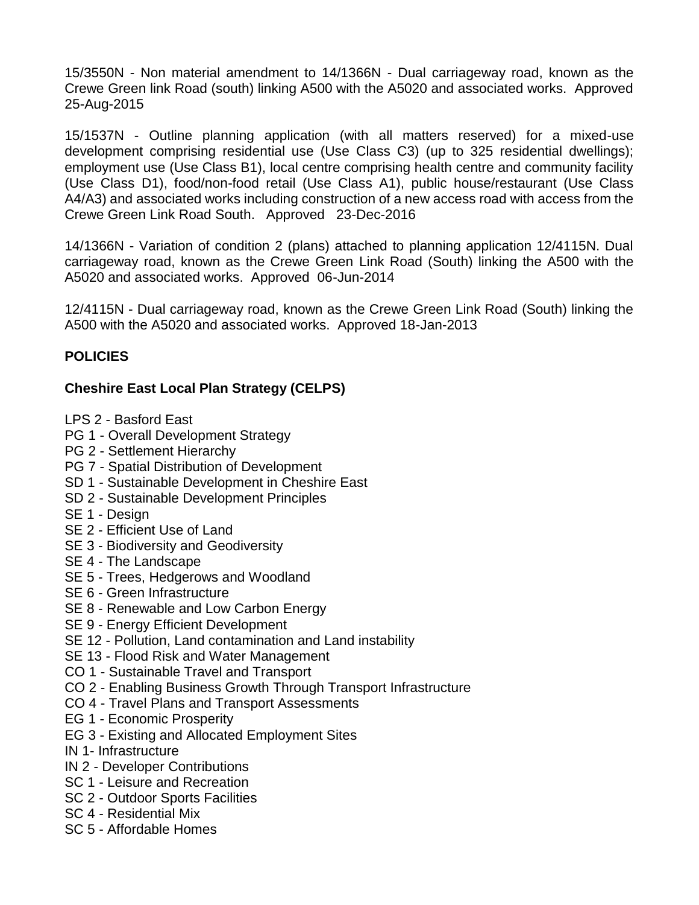15/3550N - Non material amendment to 14/1366N - Dual carriageway road, known as the Crewe Green link Road (south) linking A500 with the A5020 and associated works. Approved 25-Aug-2015

15/1537N - Outline planning application (with all matters reserved) for a mixed-use development comprising residential use (Use Class C3) (up to 325 residential dwellings); employment use (Use Class B1), local centre comprising health centre and community facility (Use Class D1), food/non-food retail (Use Class A1), public house/restaurant (Use Class A4/A3) and associated works including construction of a new access road with access from the Crewe Green Link Road South. Approved 23-Dec-2016

14/1366N - Variation of condition 2 (plans) attached to planning application 12/4115N. Dual carriageway road, known as the Crewe Green Link Road (South) linking the A500 with the A5020 and associated works. Approved 06-Jun-2014

12/4115N - Dual carriageway road, known as the Crewe Green Link Road (South) linking the A500 with the A5020 and associated works. Approved 18-Jan-2013

**POLICIES**

**Cheshire East Local Plan Strategy (CELPS)**

LPS 2 - Basford East
PG 1 - Overall Development Strategy
PG 2 - Settlement Hierarchy
PG 7 - Spatial Distribution of Development
SD 1 - Sustainable Development in Cheshire East
SD 2 - Sustainable Development Principles
SE 1 - Design
SE 2 - Efficient Use of Land
SE 3 - Biodiversity and Geodiversity
SE 4 - The Landscape
SE 5 - Trees, Hedgerows and Woodland
SE 6 - Green Infrastructure
SE 8 - Renewable and Low Carbon Energy
SE 9 - Energy Efficient Development
SE 12 - Pollution, Land contamination and Land instability
SE 13 - Flood Risk and Water Management
CO 1 - Sustainable Travel and Transport
CO 2 - Enabling Business Growth Through Transport Infrastructure
CO 4 - Travel Plans and Transport Assessments
EG 1 - Economic Prosperity
EG 3 - Existing and Allocated Employment Sites
IN 1- Infrastructure
IN 2 - Developer Contributions
SC 1 - Leisure and Recreation
SC 2 - Outdoor Sports Facilities
SC 4 - Residential Mix
SC 5 - Affordable Homes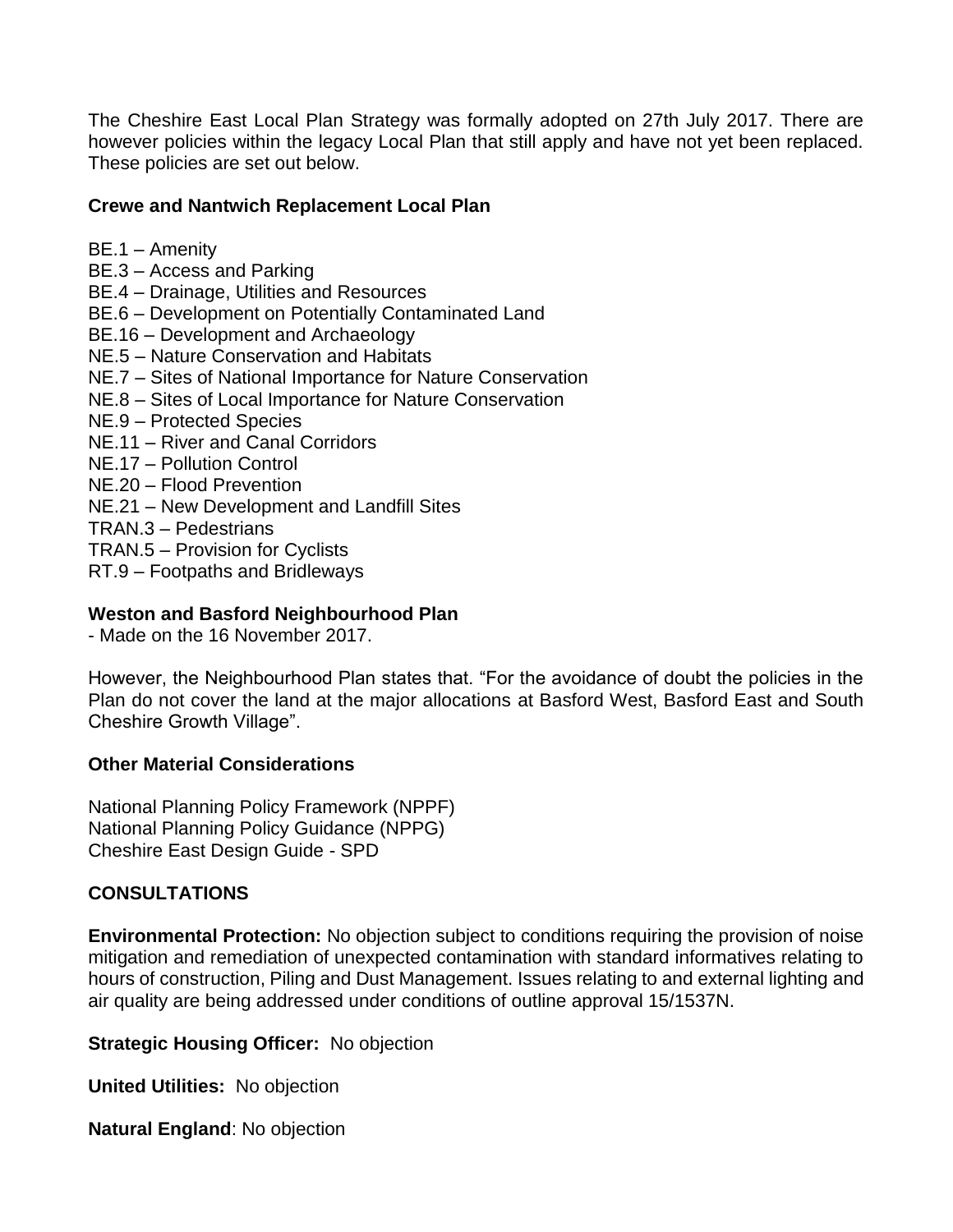The Cheshire East Local Plan Strategy was formally adopted on 27th July 2017. There are however policies within the legacy Local Plan that still apply and have not yet been replaced. These policies are set out below.

**Crewe and Nantwich Replacement Local Plan**

BE.1 – Amenity
BE.3 – Access and Parking
BE.4 – Drainage, Utilities and Resources
BE.6 – Development on Potentially Contaminated Land
BE.16 – Development and Archaeology
NE.5 – Nature Conservation and Habitats
NE.7 – Sites of National Importance for Nature Conservation
NE.8 – Sites of Local Importance for Nature Conservation
NE.9 – Protected Species
NE.11 – River and Canal Corridors
NE.17 – Pollution Control
NE.20 – Flood Prevention
NE.21 – New Development and Landfill Sites
TRAN.3 – Pedestrians
TRAN.5 – Provision for Cyclists
RT.9 – Footpaths and Bridleways

**Weston and Basford Neighbourhood Plan**
- Made on the 16 November 2017.

However, the Neighbourhood Plan states that. "For the avoidance of doubt the policies in the Plan do not cover the land at the major allocations at Basford West, Basford East and South Cheshire Growth Village".

**Other Material Considerations**

National Planning Policy Framework (NPPF)
National Planning Policy Guidance (NPPG)
Cheshire East Design Guide - SPD

**CONSULTATIONS**

**Environmental Protection:** No objection subject to conditions requiring the provision of noise mitigation and remediation of unexpected contamination with standard informatives relating to hours of construction, Piling and Dust Management. Issues relating to and external lighting and air quality are being addressed under conditions of outline approval 15/1537N.

**Strategic Housing Officer:** No objection

**United Utilities:** No objection

**Natural England**: No objection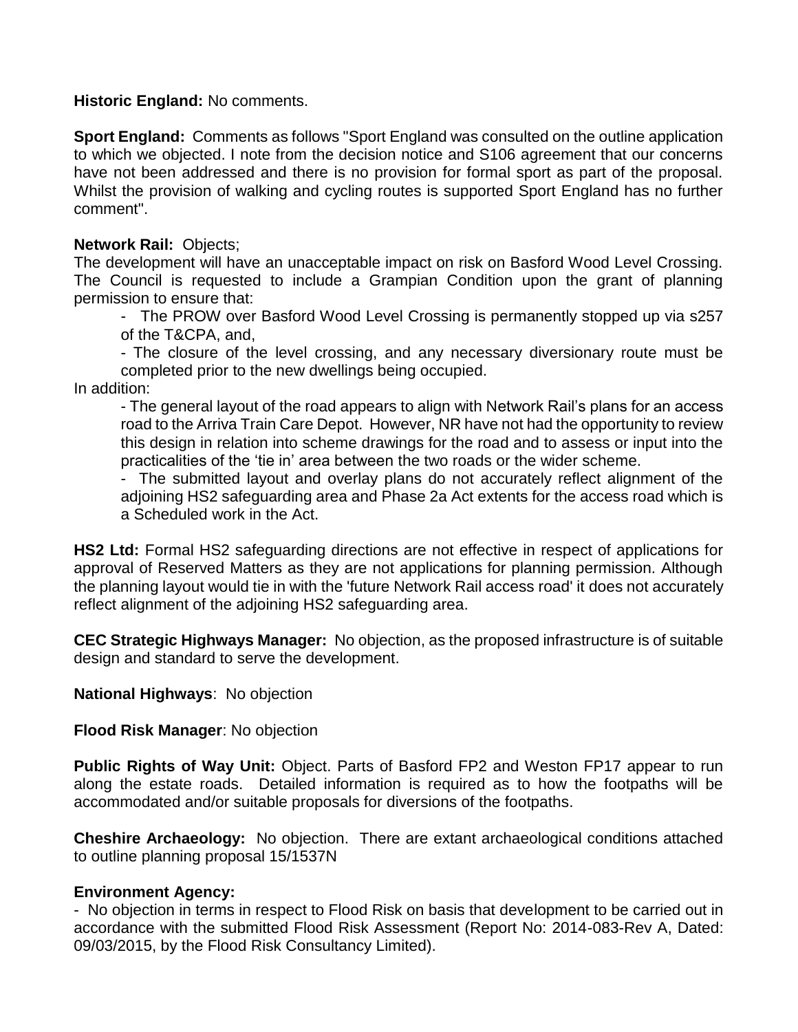**Historic England:** No comments.

**Sport England:** Comments as follows "Sport England was consulted on the outline application to which we objected. I note from the decision notice and S106 agreement that our concerns have not been addressed and there is no provision for formal sport as part of the proposal. Whilst the provision of walking and cycling routes is supported Sport England has no further comment".

**Network Rail:** Objects;
The development will have an unacceptable impact on risk on Basford Wood Level Crossing. The Council is requested to include a Grampian Condition upon the grant of planning permission to ensure that:

- The PROW over Basford Wood Level Crossing is permanently stopped up via s257 of the T&CPA, and,
- The closure of the level crossing, and any necessary diversionary route must be completed prior to the new dwellings being occupied.

In addition:

- The general layout of the road appears to align with Network Rail's plans for an access road to the Arriva Train Care Depot. However, NR have not had the opportunity to review this design in relation into scheme drawings for the road and to assess or input into the practicalities of the 'tie in' area between the two roads or the wider scheme.
- The submitted layout and overlay plans do not accurately reflect alignment of the adjoining HS2 safeguarding area and Phase 2a Act extents for the access road which is a Scheduled work in the Act.

**HS2 Ltd:** Formal HS2 safeguarding directions are not effective in respect of applications for approval of Reserved Matters as they are not applications for planning permission. Although the planning layout would tie in with the 'future Network Rail access road' it does not accurately reflect alignment of the adjoining HS2 safeguarding area.

**CEC Strategic Highways Manager:** No objection, as the proposed infrastructure is of suitable design and standard to serve the development.

**National Highways**: No objection

**Flood Risk Manager**: No objection

**Public Rights of Way Unit:** Object. Parts of Basford FP2 and Weston FP17 appear to run along the estate roads. Detailed information is required as to how the footpaths will be accommodated and/or suitable proposals for diversions of the footpaths.

**Cheshire Archaeology:** No objection. There are extant archaeological conditions attached to outline planning proposal 15/1537N

**Environment Agency:**

- No objection in terms in respect to Flood Risk on basis that development to be carried out in accordance with the submitted Flood Risk Assessment (Report No: 2014-083-Rev A, Dated: 09/03/2015, by the Flood Risk Consultancy Limited).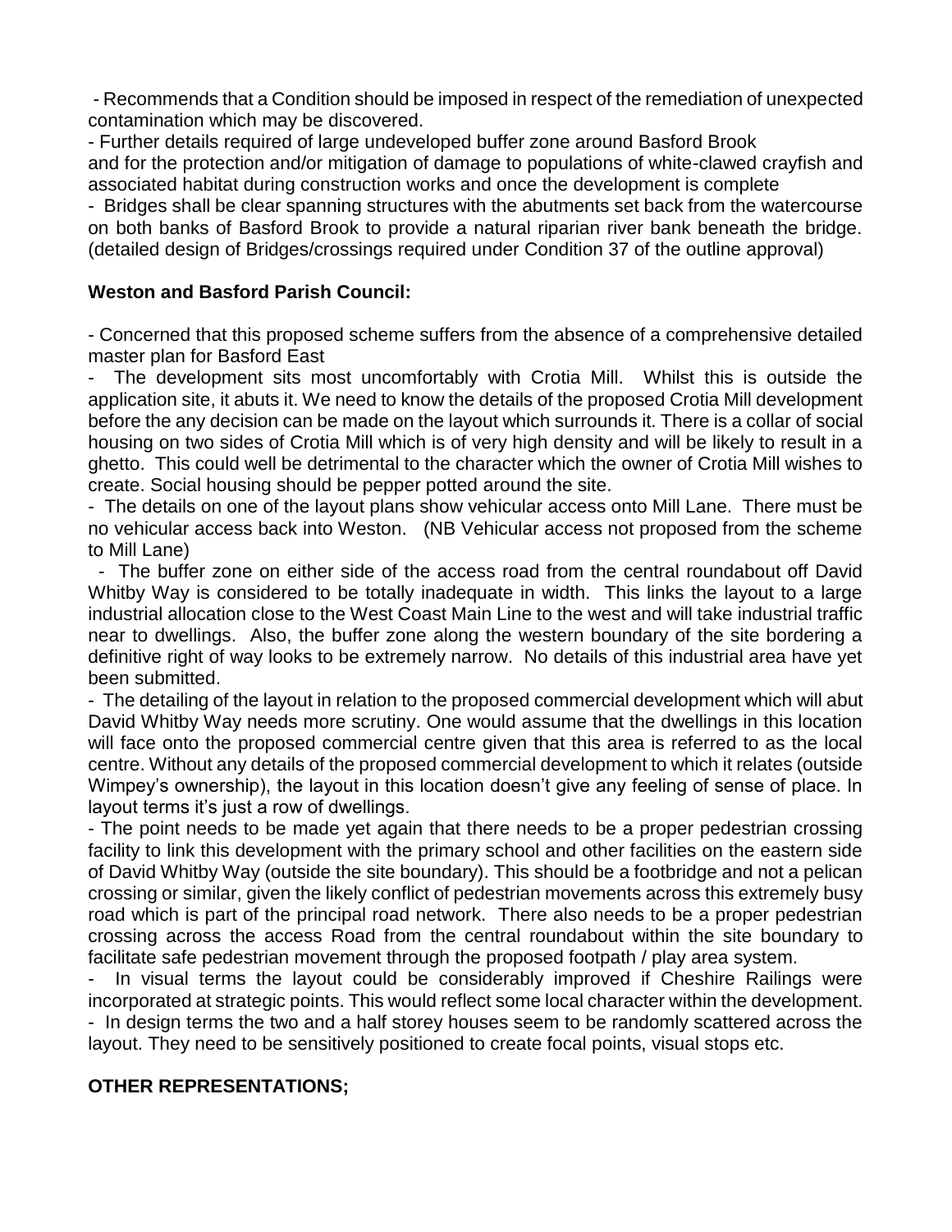- Recommends that a Condition should be imposed in respect of the remediation of unexpected contamination which may be discovered.

- Further details required of large undeveloped buffer zone around Basford Brook and for the protection and/or mitigation of damage to populations of white-clawed crayfish and associated habitat during construction works and once the development is complete

- Bridges shall be clear spanning structures with the abutments set back from the watercourse on both banks of Basford Brook to provide a natural riparian river bank beneath the bridge. (detailed design of Bridges/crossings required under Condition 37 of the outline approval)

**Weston and Basford Parish Council:**

- Concerned that this proposed scheme suffers from the absence of a comprehensive detailed master plan for Basford East

- The development sits most uncomfortably with Crotia Mill. Whilst this is outside the application site, it abuts it. We need to know the details of the proposed Crotia Mill development before the any decision can be made on the layout which surrounds it. There is a collar of social housing on two sides of Crotia Mill which is of very high density and will be likely to result in a ghetto. This could well be detrimental to the character which the owner of Crotia Mill wishes to create. Social housing should be pepper potted around the site.

- The details on one of the layout plans show vehicular access onto Mill Lane. There must be no vehicular access back into Weston. (NB Vehicular access not proposed from the scheme to Mill Lane)

- The buffer zone on either side of the access road from the central roundabout off David Whitby Way is considered to be totally inadequate in width. This links the layout to a large industrial allocation close to the West Coast Main Line to the west and will take industrial traffic near to dwellings. Also, the buffer zone along the western boundary of the site bordering a definitive right of way looks to be extremely narrow. No details of this industrial area have yet been submitted.

- The detailing of the layout in relation to the proposed commercial development which will abut David Whitby Way needs more scrutiny. One would assume that the dwellings in this location will face onto the proposed commercial centre given that this area is referred to as the local centre. Without any details of the proposed commercial development to which it relates (outside Wimpey's ownership), the layout in this location doesn't give any feeling of sense of place. In layout terms it's just a row of dwellings.

- The point needs to be made yet again that there needs to be a proper pedestrian crossing facility to link this development with the primary school and other facilities on the eastern side of David Whitby Way (outside the site boundary). This should be a footbridge and not a pelican crossing or similar, given the likely conflict of pedestrian movements across this extremely busy road which is part of the principal road network. There also needs to be a proper pedestrian crossing across the access Road from the central roundabout within the site boundary to facilitate safe pedestrian movement through the proposed footpath / play area system.

- In visual terms the layout could be considerably improved if Cheshire Railings were incorporated at strategic points. This would reflect some local character within the development.

- In design terms the two and a half storey houses seem to be randomly scattered across the layout. They need to be sensitively positioned to create focal points, visual stops etc.

**OTHER REPRESENTATIONS;**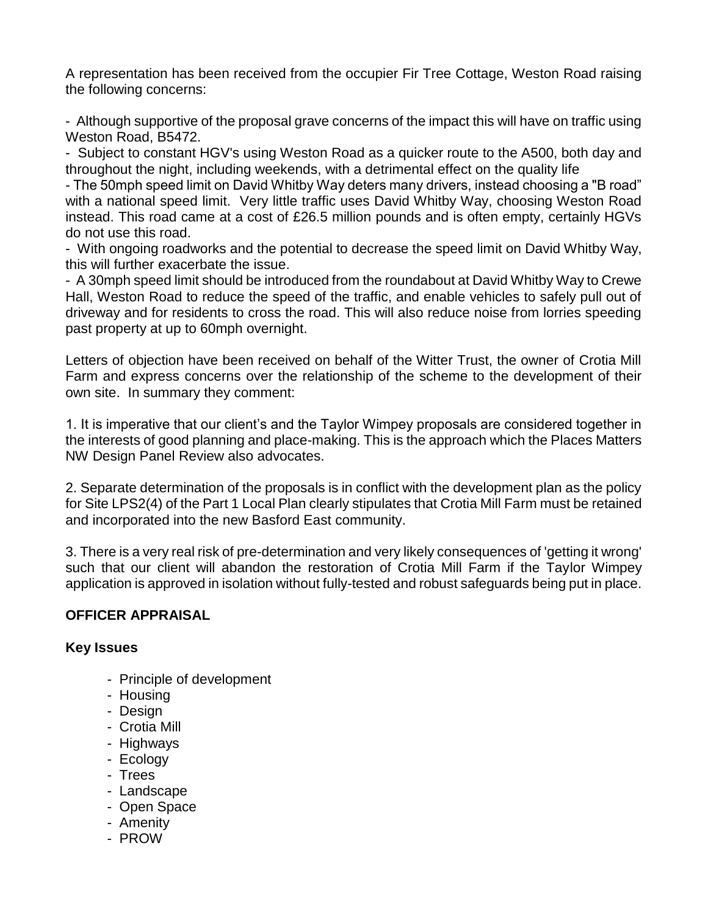A representation has been received from the occupier Fir Tree Cottage, Weston Road raising the following concerns:

- Although supportive of the proposal grave concerns of the impact this will have on traffic using Weston Road, B5472.
- Subject to constant HGV's using Weston Road as a quicker route to the A500, both day and throughout the night, including weekends, with a detrimental effect on the quality life
- The 50mph speed limit on David Whitby Way deters many drivers, instead choosing a "B road" with a national speed limit. Very little traffic uses David Whitby Way, choosing Weston Road instead. This road came at a cost of £26.5 million pounds and is often empty, certainly HGVs do not use this road.
- With ongoing roadworks and the potential to decrease the speed limit on David Whitby Way, this will further exacerbate the issue.
- A 30mph speed limit should be introduced from the roundabout at David Whitby Way to Crewe Hall, Weston Road to reduce the speed of the traffic, and enable vehicles to safely pull out of driveway and for residents to cross the road. This will also reduce noise from lorries speeding past property at up to 60mph overnight.

Letters of objection have been received on behalf of the Witter Trust, the owner of Crotia Mill Farm and express concerns over the relationship of the scheme to the development of their own site. In summary they comment:

1. It is imperative that our client's and the Taylor Wimpey proposals are considered together in the interests of good planning and place-making. This is the approach which the Places Matters NW Design Panel Review also advocates.

2. Separate determination of the proposals is in conflict with the development plan as the policy for Site LPS2(4) of the Part 1 Local Plan clearly stipulates that Crotia Mill Farm must be retained and incorporated into the new Basford East community.

3. There is a very real risk of pre-determination and very likely consequences of 'getting it wrong' such that our client will abandon the restoration of Crotia Mill Farm if the Taylor Wimpey application is approved in isolation without fully-tested and robust safeguards being put in place.

## OFFICER APPRAISAL

### Key Issues

- Principle of development
- Housing
- Design
- Crotia Mill
- Highways
- Ecology
- Trees
- Landscape
- Open Space
- Amenity
- PROW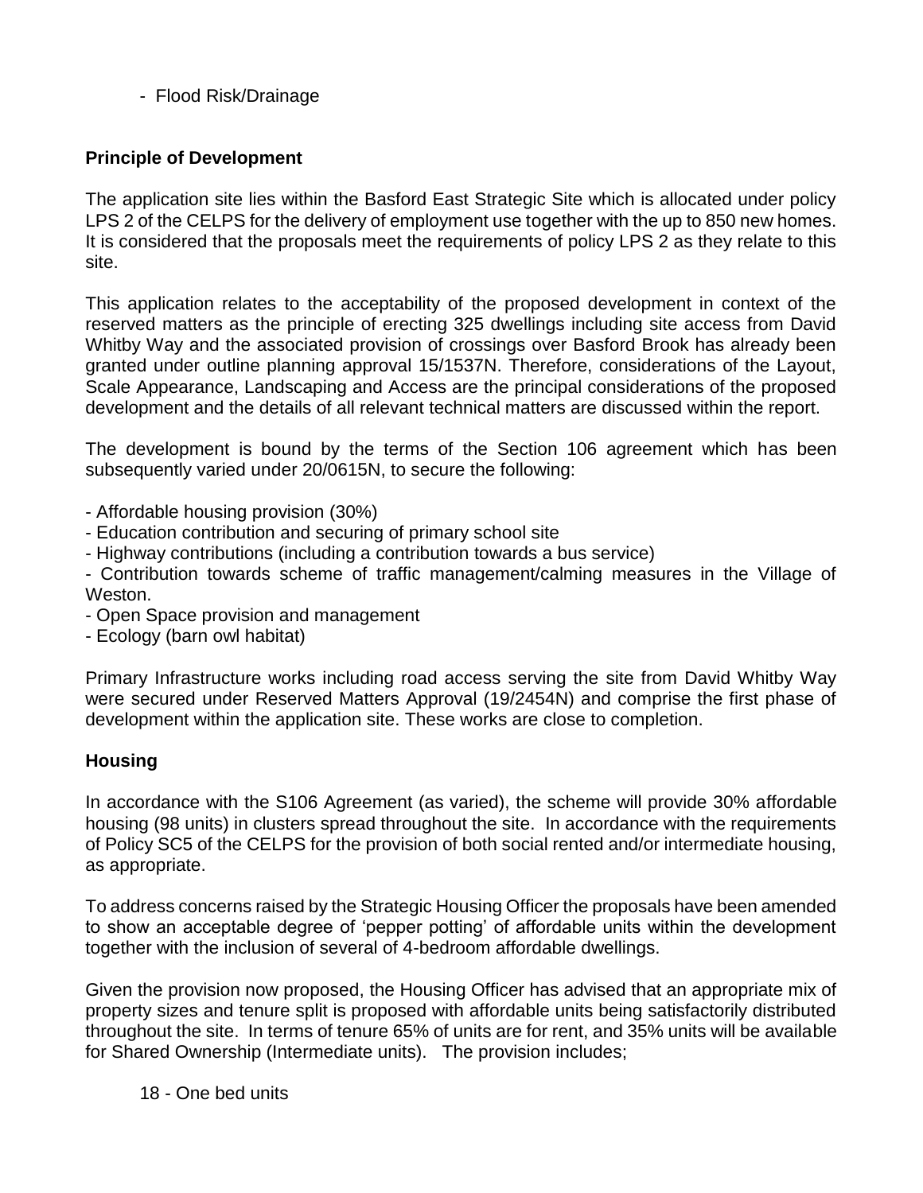- Flood Risk/Drainage

**Principle of Development**

The application site lies within the Basford East Strategic Site which is allocated under policy LPS 2 of the CELPS for the delivery of employment use together with the up to 850 new homes. It is considered that the proposals meet the requirements of policy LPS 2 as they relate to this site.

This application relates to the acceptability of the proposed development in context of the reserved matters as the principle of erecting 325 dwellings including site access from David Whitby Way and the associated provision of crossings over Basford Brook has already been granted under outline planning approval 15/1537N. Therefore, considerations of the Layout, Scale Appearance, Landscaping and Access are the principal considerations of the proposed development and the details of all relevant technical matters are discussed within the report.

The development is bound by the terms of the Section 106 agreement which has been subsequently varied under 20/0615N, to secure the following:

- Affordable housing provision (30%)
- Education contribution and securing of primary school site
- Highway contributions (including a contribution towards a bus service)
- Contribution towards scheme of traffic management/calming measures in the Village of Weston.
- Open Space provision and management
- Ecology (barn owl habitat)

Primary Infrastructure works including road access serving the site from David Whitby Way were secured under Reserved Matters Approval (19/2454N) and comprise the first phase of development within the application site. These works are close to completion.

**Housing**

In accordance with the S106 Agreement (as varied), the scheme will provide 30% affordable housing (98 units) in clusters spread throughout the site. In accordance with the requirements of Policy SC5 of the CELPS for the provision of both social rented and/or intermediate housing, as appropriate.

To address concerns raised by the Strategic Housing Officer the proposals have been amended to show an acceptable degree of 'pepper potting' of affordable units within the development together with the inclusion of several of 4-bedroom affordable dwellings.

Given the provision now proposed, the Housing Officer has advised that an appropriate mix of property sizes and tenure split is proposed with affordable units being satisfactorily distributed throughout the site. In terms of tenure 65% of units are for rent, and 35% units will be available for Shared Ownership (Intermediate units). The provision includes;

18 - One bed units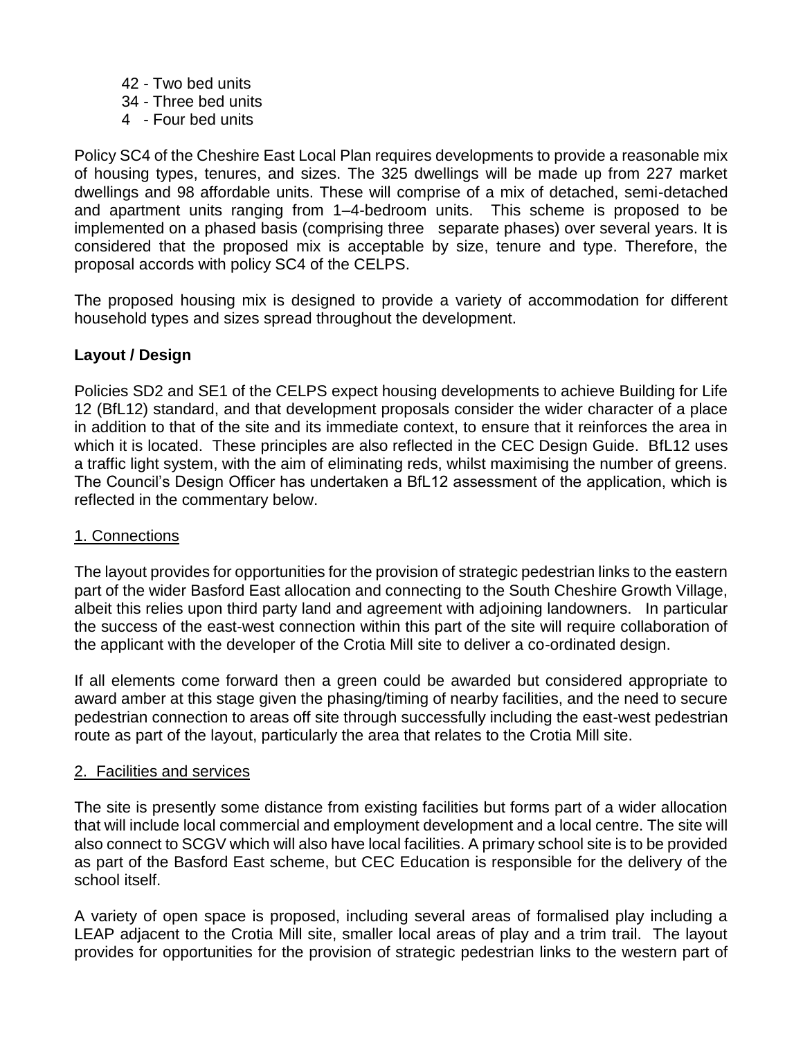42 - Two bed units
34 - Three bed units
4 - Four bed units

Policy SC4 of the Cheshire East Local Plan requires developments to provide a reasonable mix of housing types, tenures, and sizes. The 325 dwellings will be made up from 227 market dwellings and 98 affordable units. These will comprise of a mix of detached, semi-detached and apartment units ranging from 1–4-bedroom units. This scheme is proposed to be implemented on a phased basis (comprising three separate phases) over several years. It is considered that the proposed mix is acceptable by size, tenure and type. Therefore, the proposal accords with policy SC4 of the CELPS.

The proposed housing mix is designed to provide a variety of accommodation for different household types and sizes spread throughout the development.

**Layout / Design**

Policies SD2 and SE1 of the CELPS expect housing developments to achieve Building for Life 12 (BfL12) standard, and that development proposals consider the wider character of a place in addition to that of the site and its immediate context, to ensure that it reinforces the area in which it is located. These principles are also reflected in the CEC Design Guide. BfL12 uses a traffic light system, with the aim of eliminating reds, whilst maximising the number of greens. The Council's Design Officer has undertaken a BfL12 assessment of the application, which is reflected in the commentary below.

1. Connections

The layout provides for opportunities for the provision of strategic pedestrian links to the eastern part of the wider Basford East allocation and connecting to the South Cheshire Growth Village, albeit this relies upon third party land and agreement with adjoining landowners. In particular the success of the east-west connection within this part of the site will require collaboration of the applicant with the developer of the Crotia Mill site to deliver a co-ordinated design.

If all elements come forward then a green could be awarded but considered appropriate to award amber at this stage given the phasing/timing of nearby facilities, and the need to secure pedestrian connection to areas off site through successfully including the east-west pedestrian route as part of the layout, particularly the area that relates to the Crotia Mill site.

2. Facilities and services

The site is presently some distance from existing facilities but forms part of a wider allocation that will include local commercial and employment development and a local centre. The site will also connect to SCGV which will also have local facilities. A primary school site is to be provided as part of the Basford East scheme, but CEC Education is responsible for the delivery of the school itself.

A variety of open space is proposed, including several areas of formalised play including a LEAP adjacent to the Crotia Mill site, smaller local areas of play and a trim trail. The layout provides for opportunities for the provision of strategic pedestrian links to the western part of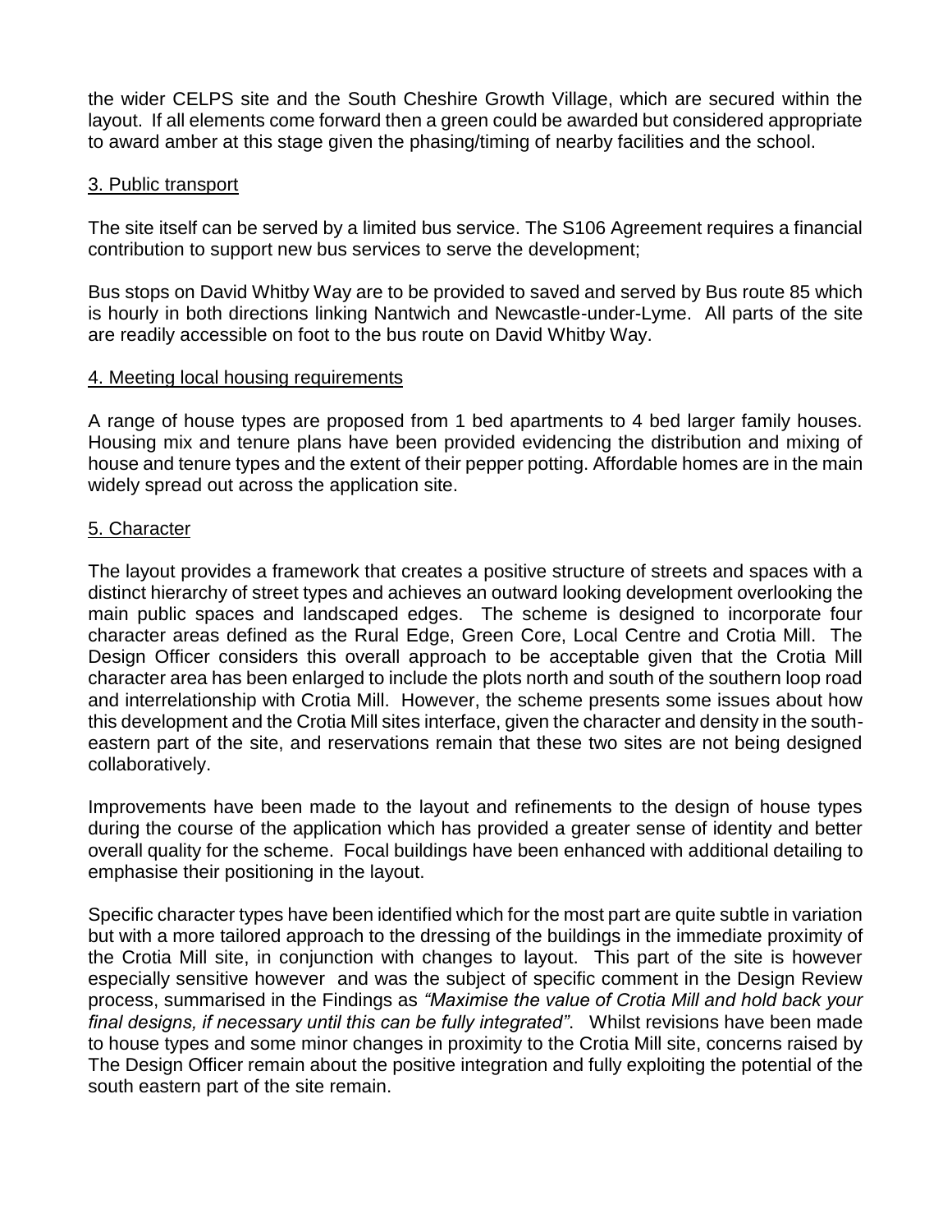the wider CELPS site and the South Cheshire Growth Village, which are secured within the layout. If all elements come forward then a green could be awarded but considered appropriate to award amber at this stage given the phasing/timing of nearby facilities and the school.

3. Public transport

The site itself can be served by a limited bus service. The S106 Agreement requires a financial contribution to support new bus services to serve the development;

Bus stops on David Whitby Way are to be provided to saved and served by Bus route 85 which is hourly in both directions linking Nantwich and Newcastle-under-Lyme. All parts of the site are readily accessible on foot to the bus route on David Whitby Way.

4. Meeting local housing requirements

A range of house types are proposed from 1 bed apartments to 4 bed larger family houses. Housing mix and tenure plans have been provided evidencing the distribution and mixing of house and tenure types and the extent of their pepper potting. Affordable homes are in the main widely spread out across the application site.

5. Character

The layout provides a framework that creates a positive structure of streets and spaces with a distinct hierarchy of street types and achieves an outward looking development overlooking the main public spaces and landscaped edges. The scheme is designed to incorporate four character areas defined as the Rural Edge, Green Core, Local Centre and Crotia Mill. The Design Officer considers this overall approach to be acceptable given that the Crotia Mill character area has been enlarged to include the plots north and south of the southern loop road and interrelationship with Crotia Mill. However, the scheme presents some issues about how this development and the Crotia Mill sites interface, given the character and density in the south-eastern part of the site, and reservations remain that these two sites are not being designed collaboratively.

Improvements have been made to the layout and refinements to the design of house types during the course of the application which has provided a greater sense of identity and better overall quality for the scheme. Focal buildings have been enhanced with additional detailing to emphasise their positioning in the layout.

Specific character types have been identified which for the most part are quite subtle in variation but with a more tailored approach to the dressing of the buildings in the immediate proximity of the Crotia Mill site, in conjunction with changes to layout. This part of the site is however especially sensitive however and was the subject of specific comment in the Design Review process, summarised in the Findings as *"Maximise the value of Crotia Mill and hold back your final designs, if necessary until this can be fully integrated"*. Whilst revisions have been made to house types and some minor changes in proximity to the Crotia Mill site, concerns raised by The Design Officer remain about the positive integration and fully exploiting the potential of the south eastern part of the site remain.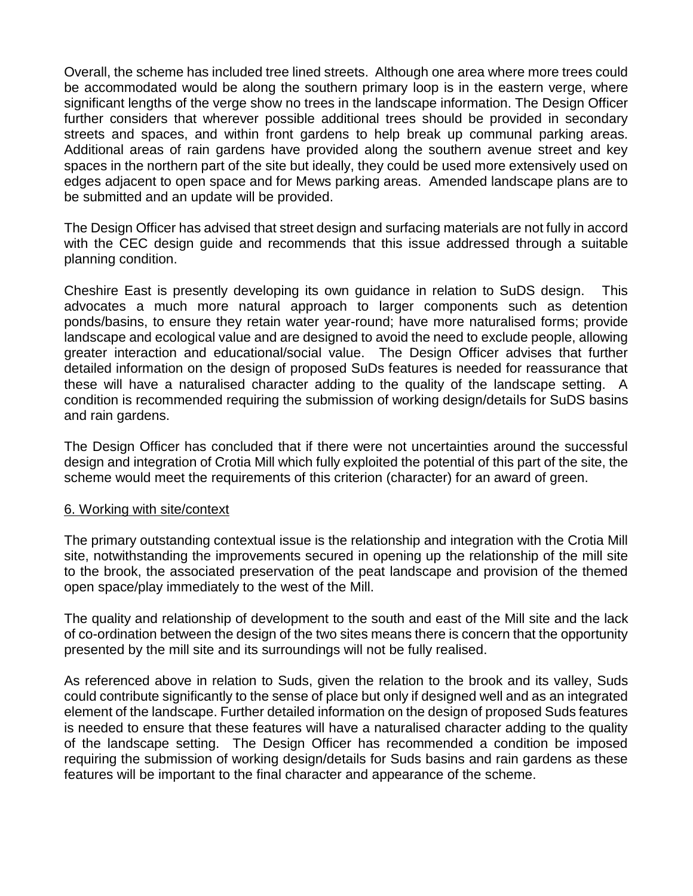Overall, the scheme has included tree lined streets. Although one area where more trees could be accommodated would be along the southern primary loop is in the eastern verge, where significant lengths of the verge show no trees in the landscape information. The Design Officer further considers that wherever possible additional trees should be provided in secondary streets and spaces, and within front gardens to help break up communal parking areas. Additional areas of rain gardens have provided along the southern avenue street and key spaces in the northern part of the site but ideally, they could be used more extensively used on edges adjacent to open space and for Mews parking areas. Amended landscape plans are to be submitted and an update will be provided.

The Design Officer has advised that street design and surfacing materials are not fully in accord with the CEC design guide and recommends that this issue addressed through a suitable planning condition.

Cheshire East is presently developing its own guidance in relation to SuDS design. This advocates a much more natural approach to larger components such as detention ponds/basins, to ensure they retain water year-round; have more naturalised forms; provide landscape and ecological value and are designed to avoid the need to exclude people, allowing greater interaction and educational/social value. The Design Officer advises that further detailed information on the design of proposed SuDs features is needed for reassurance that these will have a naturalised character adding to the quality of the landscape setting. A condition is recommended requiring the submission of working design/details for SuDS basins and rain gardens.

The Design Officer has concluded that if there were not uncertainties around the successful design and integration of Crotia Mill which fully exploited the potential of this part of the site, the scheme would meet the requirements of this criterion (character) for an award of green.

6. Working with site/context

The primary outstanding contextual issue is the relationship and integration with the Crotia Mill site, notwithstanding the improvements secured in opening up the relationship of the mill site to the brook, the associated preservation of the peat landscape and provision of the themed open space/play immediately to the west of the Mill.

The quality and relationship of development to the south and east of the Mill site and the lack of co-ordination between the design of the two sites means there is concern that the opportunity presented by the mill site and its surroundings will not be fully realised.

As referenced above in relation to Suds, given the relation to the brook and its valley, Suds could contribute significantly to the sense of place but only if designed well and as an integrated element of the landscape. Further detailed information on the design of proposed Suds features is needed to ensure that these features will have a naturalised character adding to the quality of the landscape setting. The Design Officer has recommended a condition be imposed requiring the submission of working design/details for Suds basins and rain gardens as these features will be important to the final character and appearance of the scheme.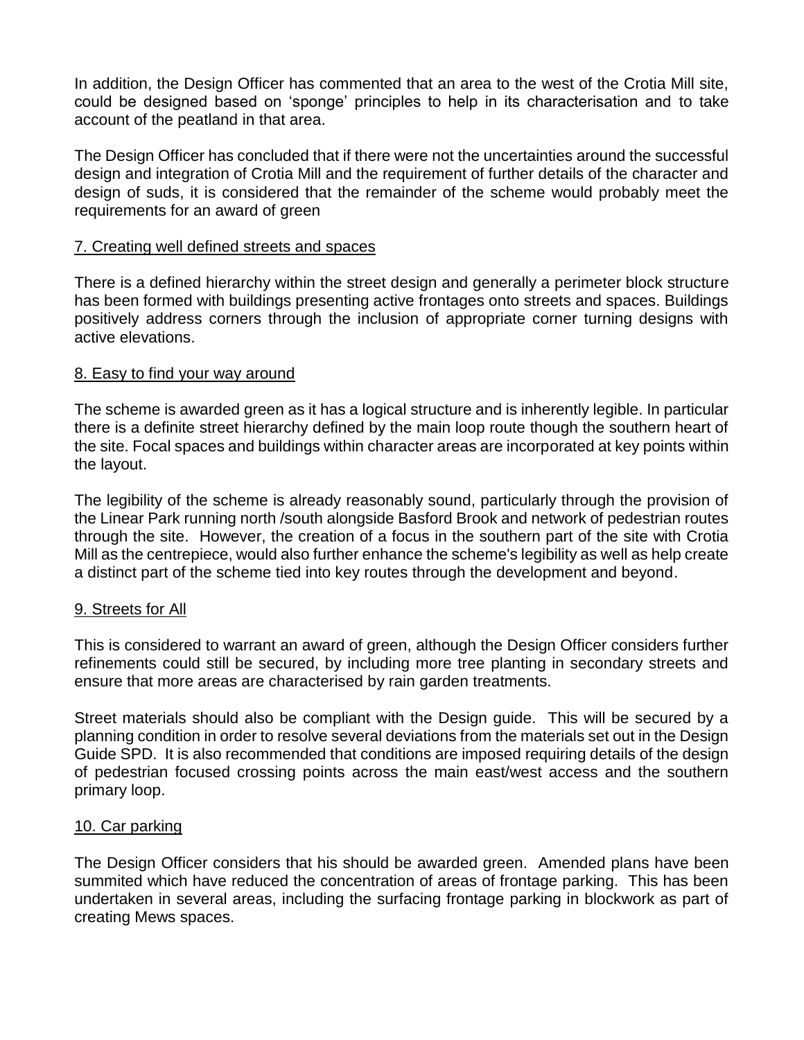In addition, the Design Officer has commented that an area to the west of the Crotia Mill site, could be designed based on 'sponge' principles to help in its characterisation and to take account of the peatland in that area.

The Design Officer has concluded that if there were not the uncertainties around the successful design and integration of Crotia Mill and the requirement of further details of the character and design of suds, it is considered that the remainder of the scheme would probably meet the requirements for an award of green

<u>7. Creating well defined streets and spaces</u>

There is a defined hierarchy within the street design and generally a perimeter block structure has been formed with buildings presenting active frontages onto streets and spaces. Buildings positively address corners through the inclusion of appropriate corner turning designs with active elevations.

<u>8. Easy to find your way around</u>

The scheme is awarded green as it has a logical structure and is inherently legible. In particular there is a definite street hierarchy defined by the main loop route though the southern heart of the site. Focal spaces and buildings within character areas are incorporated at key points within the layout.

The legibility of the scheme is already reasonably sound, particularly through the provision of the Linear Park running north /south alongside Basford Brook and network of pedestrian routes through the site. However, the creation of a focus in the southern part of the site with Crotia Mill as the centrepiece, would also further enhance the scheme's legibility as well as help create a distinct part of the scheme tied into key routes through the development and beyond.

<u>9. Streets for All</u>

This is considered to warrant an award of green, although the Design Officer considers further refinements could still be secured, by including more tree planting in secondary streets and ensure that more areas are characterised by rain garden treatments.

Street materials should also be compliant with the Design guide. This will be secured by a planning condition in order to resolve several deviations from the materials set out in the Design Guide SPD. It is also recommended that conditions are imposed requiring details of the design of pedestrian focused crossing points across the main east/west access and the southern primary loop.

<u>10. Car parking</u>

The Design Officer considers that his should be awarded green. Amended plans have been summited which have reduced the concentration of areas of frontage parking. This has been undertaken in several areas, including the surfacing frontage parking in blockwork as part of creating Mews spaces.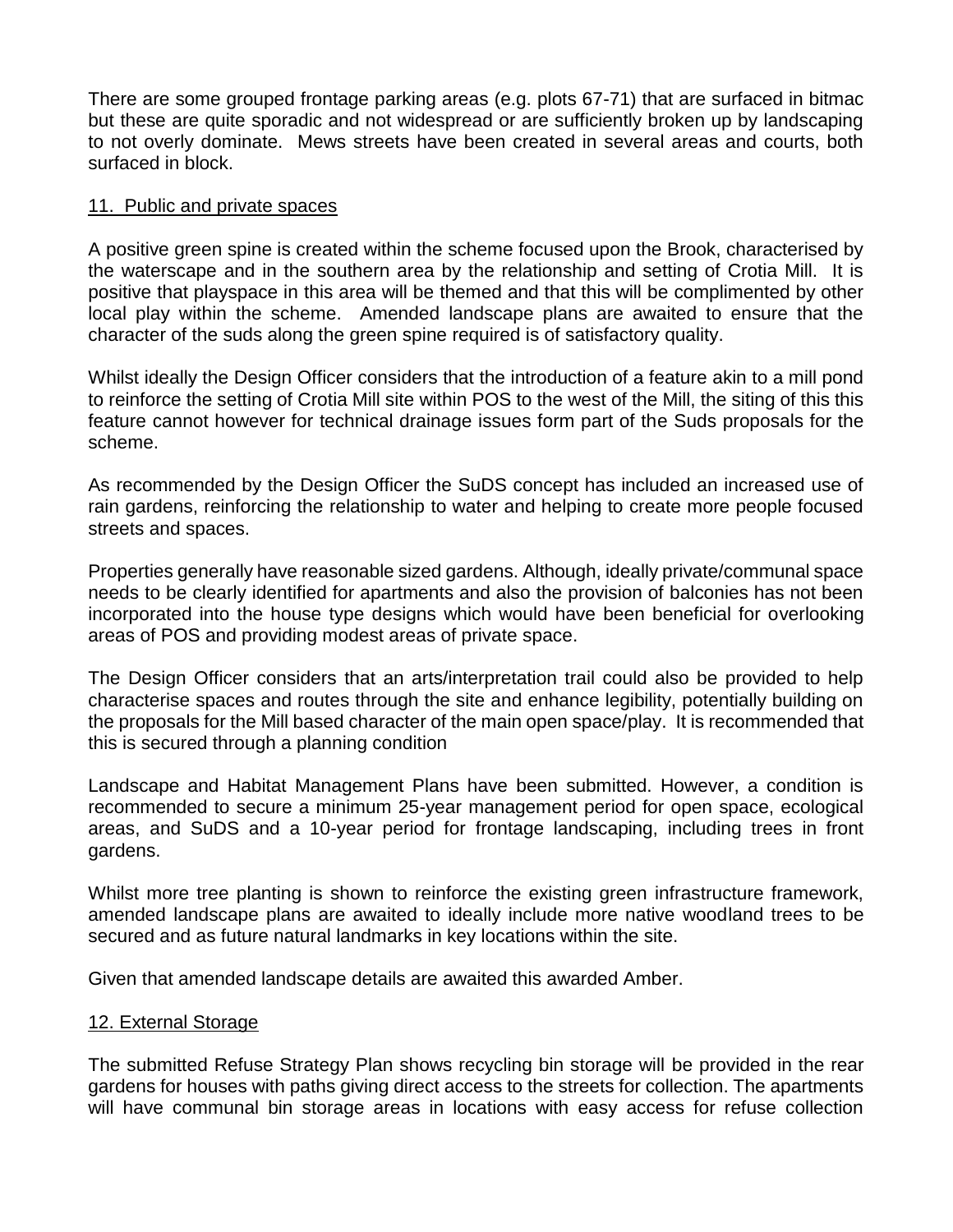There are some grouped frontage parking areas (e.g. plots 67-71) that are surfaced in bitmac but these are quite sporadic and not widespread or are sufficiently broken up by landscaping to not overly dominate. Mews streets have been created in several areas and courts, both surfaced in block.

<u>11. Public and private spaces</u>

A positive green spine is created within the scheme focused upon the Brook, characterised by the waterscape and in the southern area by the relationship and setting of Crotia Mill. It is positive that playspace in this area will be themed and that this will be complimented by other local play within the scheme. Amended landscape plans are awaited to ensure that the character of the suds along the green spine required is of satisfactory quality.

Whilst ideally the Design Officer considers that the introduction of a feature akin to a mill pond to reinforce the setting of Crotia Mill site within POS to the west of the Mill, the siting of this this feature cannot however for technical drainage issues form part of the Suds proposals for the scheme.

As recommended by the Design Officer the SuDS concept has included an increased use of rain gardens, reinforcing the relationship to water and helping to create more people focused streets and spaces.

Properties generally have reasonable sized gardens. Although, ideally private/communal space needs to be clearly identified for apartments and also the provision of balconies has not been incorporated into the house type designs which would have been beneficial for overlooking areas of POS and providing modest areas of private space.

The Design Officer considers that an arts/interpretation trail could also be provided to help characterise spaces and routes through the site and enhance legibility, potentially building on the proposals for the Mill based character of the main open space/play. It is recommended that this is secured through a planning condition

Landscape and Habitat Management Plans have been submitted. However, a condition is recommended to secure a minimum 25-year management period for open space, ecological areas, and SuDS and a 10-year period for frontage landscaping, including trees in front gardens.

Whilst more tree planting is shown to reinforce the existing green infrastructure framework, amended landscape plans are awaited to ideally include more native woodland trees to be secured and as future natural landmarks in key locations within the site.

Given that amended landscape details are awaited this awarded Amber.

<u>12. External Storage</u>

The submitted Refuse Strategy Plan shows recycling bin storage will be provided in the rear gardens for houses with paths giving direct access to the streets for collection. The apartments will have communal bin storage areas in locations with easy access for refuse collection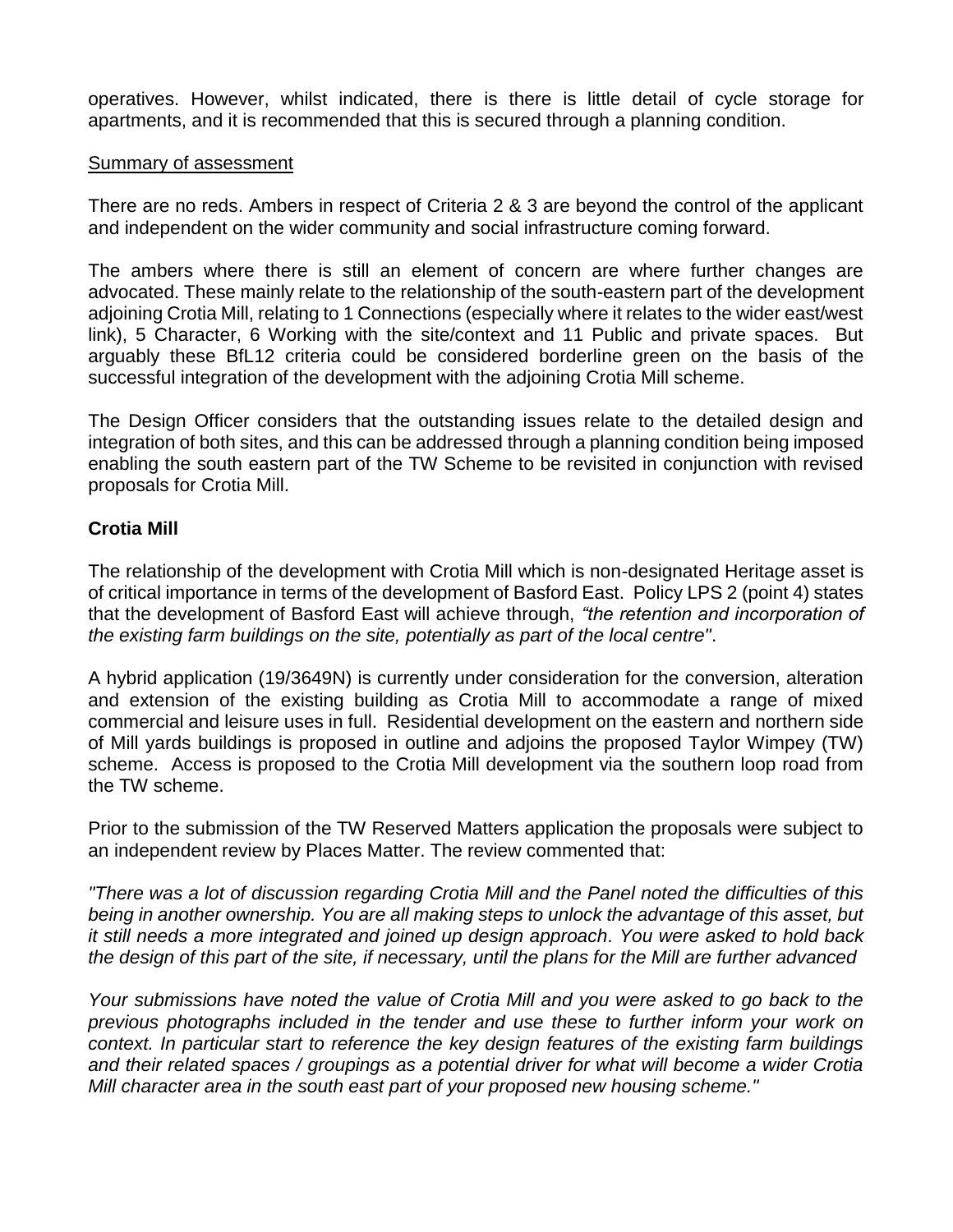operatives. However, whilst indicated, there is there is little detail of cycle storage for apartments, and it is recommended that this is secured through a planning condition.

Summary of assessment

There are no reds. Ambers in respect of Criteria 2 & 3 are beyond the control of the applicant and independent on the wider community and social infrastructure coming forward.

The ambers where there is still an element of concern are where further changes are advocated. These mainly relate to the relationship of the south-eastern part of the development adjoining Crotia Mill, relating to 1 Connections (especially where it relates to the wider east/west link), 5 Character, 6 Working with the site/context and 11 Public and private spaces. But arguably these BfL12 criteria could be considered borderline green on the basis of the successful integration of the development with the adjoining Crotia Mill scheme.

The Design Officer considers that the outstanding issues relate to the detailed design and integration of both sites, and this can be addressed through a planning condition being imposed enabling the south eastern part of the TW Scheme to be revisited in conjunction with revised proposals for Crotia Mill.

**Crotia Mill**

The relationship of the development with Crotia Mill which is non-designated Heritage asset is of critical importance in terms of the development of Basford East. Policy LPS 2 (point 4) states that the development of Basford East will achieve through, *"the retention and incorporation of the existing farm buildings on the site, potentially as part of the local centre"*.

A hybrid application (19/3649N) is currently under consideration for the conversion, alteration and extension of the existing building as Crotia Mill to accommodate a range of mixed commercial and leisure uses in full. Residential development on the eastern and northern side of Mill yards buildings is proposed in outline and adjoins the proposed Taylor Wimpey (TW) scheme. Access is proposed to the Crotia Mill development via the southern loop road from the TW scheme.

Prior to the submission of the TW Reserved Matters application the proposals were subject to an independent review by Places Matter. The review commented that:

*"There was a lot of discussion regarding Crotia Mill and the Panel noted the difficulties of this being in another ownership. You are all making steps to unlock the advantage of this asset, but it still needs a more integrated and joined up design approach. You were asked to hold back the design of this part of the site, if necessary, until the plans for the Mill are further advanced*

*Your submissions have noted the value of Crotia Mill and you were asked to go back to the previous photographs included in the tender and use these to further inform your work on context. In particular start to reference the key design features of the existing farm buildings and their related spaces / groupings as a potential driver for what will become a wider Crotia Mill character area in the south east part of your proposed new housing scheme."*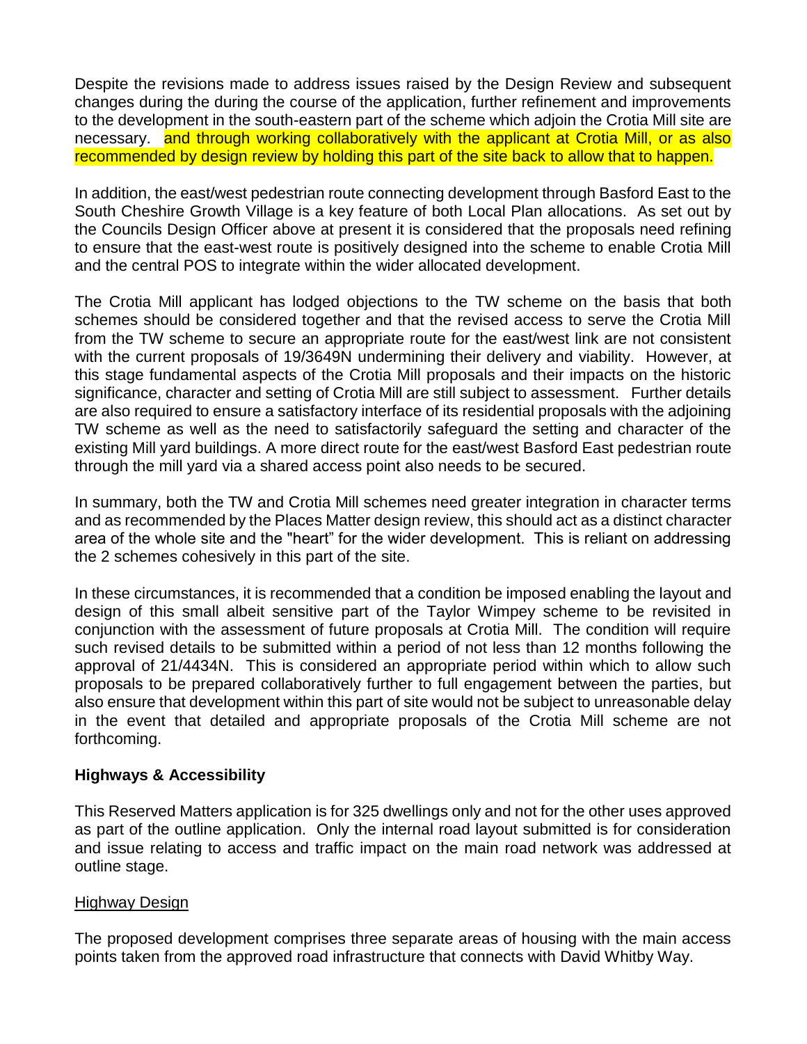Despite the revisions made to address issues raised by the Design Review and subsequent changes during the during the course of the application, further refinement and improvements to the development in the south-eastern part of the scheme which adjoin the Crotia Mill site are necessary. and through working collaboratively with the applicant at Crotia Mill, or as also recommended by design review by holding this part of the site back to allow that to happen.

In addition, the east/west pedestrian route connecting development through Basford East to the South Cheshire Growth Village is a key feature of both Local Plan allocations. As set out by the Councils Design Officer above at present it is considered that the proposals need refining to ensure that the east-west route is positively designed into the scheme to enable Crotia Mill and the central POS to integrate within the wider allocated development.

The Crotia Mill applicant has lodged objections to the TW scheme on the basis that both schemes should be considered together and that the revised access to serve the Crotia Mill from the TW scheme to secure an appropriate route for the east/west link are not consistent with the current proposals of 19/3649N undermining their delivery and viability. However, at this stage fundamental aspects of the Crotia Mill proposals and their impacts on the historic significance, character and setting of Crotia Mill are still subject to assessment. Further details are also required to ensure a satisfactory interface of its residential proposals with the adjoining TW scheme as well as the need to satisfactorily safeguard the setting and character of the existing Mill yard buildings. A more direct route for the east/west Basford East pedestrian route through the mill yard via a shared access point also needs to be secured.

In summary, both the TW and Crotia Mill schemes need greater integration in character terms and as recommended by the Places Matter design review, this should act as a distinct character area of the whole site and the "heart" for the wider development. This is reliant on addressing the 2 schemes cohesively in this part of the site.

In these circumstances, it is recommended that a condition be imposed enabling the layout and design of this small albeit sensitive part of the Taylor Wimpey scheme to be revisited in conjunction with the assessment of future proposals at Crotia Mill. The condition will require such revised details to be submitted within a period of not less than 12 months following the approval of 21/4434N. This is considered an appropriate period within which to allow such proposals to be prepared collaboratively further to full engagement between the parties, but also ensure that development within this part of site would not be subject to unreasonable delay in the event that detailed and appropriate proposals of the Crotia Mill scheme are not forthcoming.

## Highways & Accessibility

This Reserved Matters application is for 325 dwellings only and not for the other uses approved as part of the outline application. Only the internal road layout submitted is for consideration and issue relating to access and traffic impact on the main road network was addressed at outline stage.

### Highway Design

The proposed development comprises three separate areas of housing with the main access points taken from the approved road infrastructure that connects with David Whitby Way.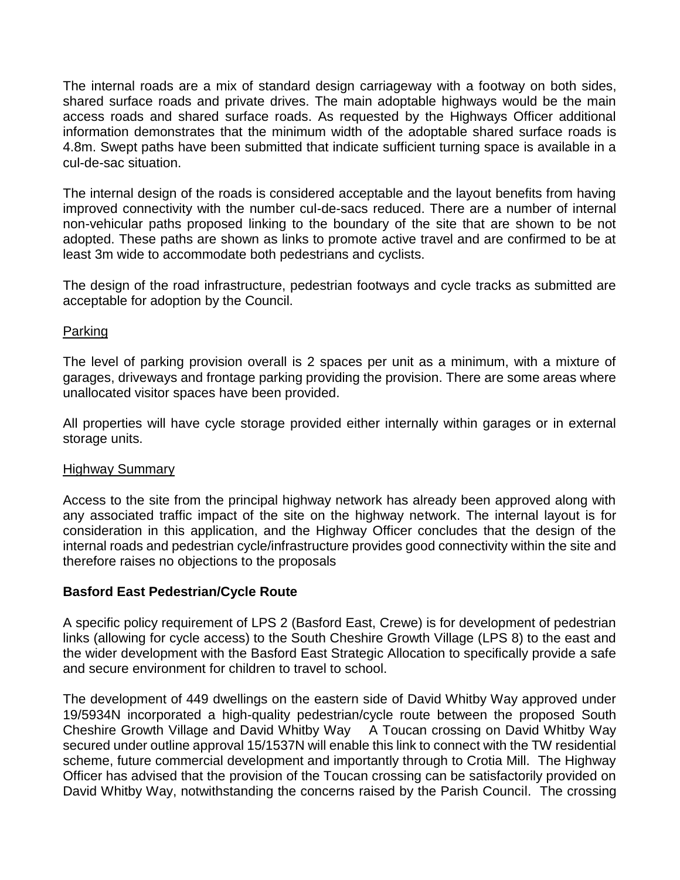The internal roads are a mix of standard design carriageway with a footway on both sides, shared surface roads and private drives. The main adoptable highways would be the main access roads and shared surface roads. As requested by the Highways Officer additional information demonstrates that the minimum width of the adoptable shared surface roads is 4.8m. Swept paths have been submitted that indicate sufficient turning space is available in a cul-de-sac situation.

The internal design of the roads is considered acceptable and the layout benefits from having improved connectivity with the number cul-de-sacs reduced. There are a number of internal non-vehicular paths proposed linking to the boundary of the site that are shown to be not adopted. These paths are shown as links to promote active travel and are confirmed to be at least 3m wide to accommodate both pedestrians and cyclists.

The design of the road infrastructure, pedestrian footways and cycle tracks as submitted are acceptable for adoption by the Council.

<u>Parking</u>

The level of parking provision overall is 2 spaces per unit as a minimum, with a mixture of garages, driveways and frontage parking providing the provision. There are some areas where unallocated visitor spaces have been provided.

All properties will have cycle storage provided either internally within garages or in external storage units.

<u>Highway Summary</u>

Access to the site from the principal highway network has already been approved along with any associated traffic impact of the site on the highway network. The internal layout is for consideration in this application, and the Highway Officer concludes that the design of the internal roads and pedestrian cycle/infrastructure provides good connectivity within the site and therefore raises no objections to the proposals

**Basford East Pedestrian/Cycle Route**

A specific policy requirement of LPS 2 (Basford East, Crewe) is for development of pedestrian links (allowing for cycle access) to the South Cheshire Growth Village (LPS 8) to the east and the wider development with the Basford East Strategic Allocation to specifically provide a safe and secure environment for children to travel to school.

The development of 449 dwellings on the eastern side of David Whitby Way approved under 19/5934N incorporated a high-quality pedestrian/cycle route between the proposed South Cheshire Growth Village and David Whitby Way A Toucan crossing on David Whitby Way secured under outline approval 15/1537N will enable this link to connect with the TW residential scheme, future commercial development and importantly through to Crotia Mill. The Highway Officer has advised that the provision of the Toucan crossing can be satisfactorily provided on David Whitby Way, notwithstanding the concerns raised by the Parish Council. The crossing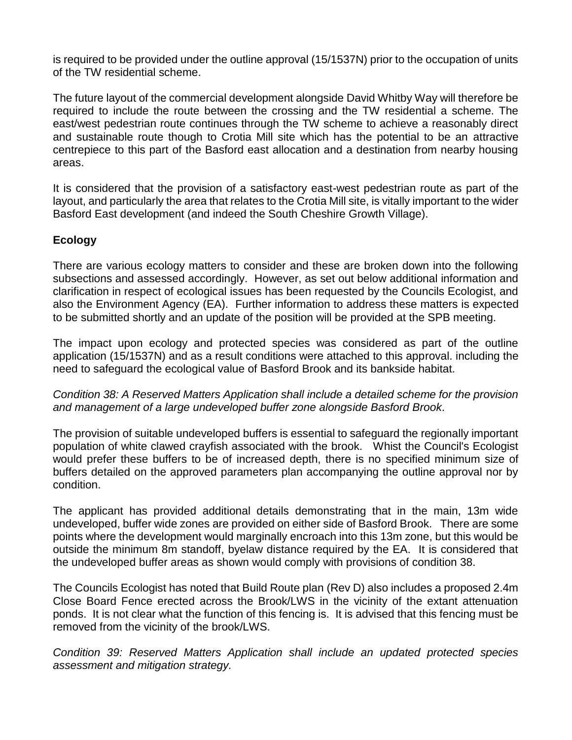is required to be provided under the outline approval (15/1537N) prior to the occupation of units of the TW residential scheme.

The future layout of the commercial development alongside David Whitby Way will therefore be required to include the route between the crossing and the TW residential a scheme. The east/west pedestrian route continues through the TW scheme to achieve a reasonably direct and sustainable route though to Crotia Mill site which has the potential to be an attractive centrepiece to this part of the Basford east allocation and a destination from nearby housing areas.

It is considered that the provision of a satisfactory east-west pedestrian route as part of the layout, and particularly the area that relates to the Crotia Mill site, is vitally important to the wider Basford East development (and indeed the South Cheshire Growth Village).

## Ecology

There are various ecology matters to consider and these are broken down into the following subsections and assessed accordingly. However, as set out below additional information and clarification in respect of ecological issues has been requested by the Councils Ecologist, and also the Environment Agency (EA). Further information to address these matters is expected to be submitted shortly and an update of the position will be provided at the SPB meeting.

The impact upon ecology and protected species was considered as part of the outline application (15/1537N) and as a result conditions were attached to this approval. including the need to safeguard the ecological value of Basford Brook and its bankside habitat.

*Condition 38: A Reserved Matters Application shall include a detailed scheme for the provision and management of a large undeveloped buffer zone alongside Basford Brook*.

The provision of suitable undeveloped buffers is essential to safeguard the regionally important population of white clawed crayfish associated with the brook. Whist the Council's Ecologist would prefer these buffers to be of increased depth, there is no specified minimum size of buffers detailed on the approved parameters plan accompanying the outline approval nor by condition.

The applicant has provided additional details demonstrating that in the main, 13m wide undeveloped, buffer wide zones are provided on either side of Basford Brook. There are some points where the development would marginally encroach into this 13m zone, but this would be outside the minimum 8m standoff, byelaw distance required by the EA. It is considered that the undeveloped buffer areas as shown would comply with provisions of condition 38.

The Councils Ecologist has noted that Build Route plan (Rev D) also includes a proposed 2.4m Close Board Fence erected across the Brook/LWS in the vicinity of the extant attenuation ponds. It is not clear what the function of this fencing is. It is advised that this fencing must be removed from the vicinity of the brook/LWS.

*Condition 39: Reserved Matters Application shall include an updated protected species assessment and mitigation strategy.*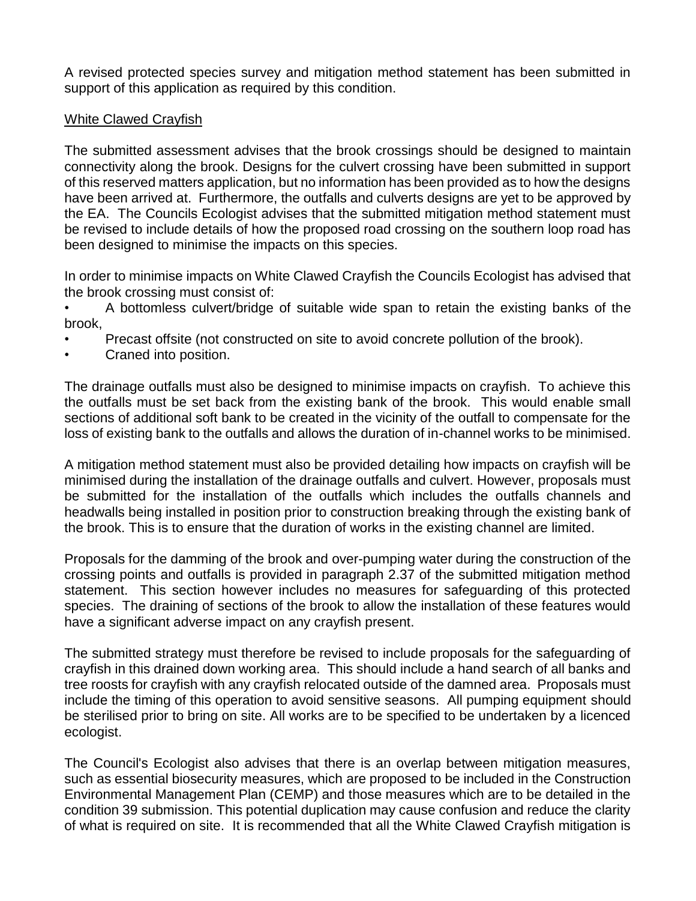A revised protected species survey and mitigation method statement has been submitted in support of this application as required by this condition.

White Clawed Crayfish

The submitted assessment advises that the brook crossings should be designed to maintain connectivity along the brook. Designs for the culvert crossing have been submitted in support of this reserved matters application, but no information has been provided as to how the designs have been arrived at. Furthermore, the outfalls and culverts designs are yet to be approved by the EA. The Councils Ecologist advises that the submitted mitigation method statement must be revised to include details of how the proposed road crossing on the southern loop road has been designed to minimise the impacts on this species.

In order to minimise impacts on White Clawed Crayfish the Councils Ecologist has advised that the brook crossing must consist of:

- A bottomless culvert/bridge of suitable wide span to retain the existing banks of the brook,
- Precast offsite (not constructed on site to avoid concrete pollution of the brook).
- Craned into position.

The drainage outfalls must also be designed to minimise impacts on crayfish. To achieve this the outfalls must be set back from the existing bank of the brook. This would enable small sections of additional soft bank to be created in the vicinity of the outfall to compensate for the loss of existing bank to the outfalls and allows the duration of in-channel works to be minimised.

A mitigation method statement must also be provided detailing how impacts on crayfish will be minimised during the installation of the drainage outfalls and culvert. However, proposals must be submitted for the installation of the outfalls which includes the outfalls channels and headwalls being installed in position prior to construction breaking through the existing bank of the brook. This is to ensure that the duration of works in the existing channel are limited.

Proposals for the damming of the brook and over-pumping water during the construction of the crossing points and outfalls is provided in paragraph 2.37 of the submitted mitigation method statement. This section however includes no measures for safeguarding of this protected species. The draining of sections of the brook to allow the installation of these features would have a significant adverse impact on any crayfish present.

The submitted strategy must therefore be revised to include proposals for the safeguarding of crayfish in this drained down working area. This should include a hand search of all banks and tree roosts for crayfish with any crayfish relocated outside of the damned area. Proposals must include the timing of this operation to avoid sensitive seasons. All pumping equipment should be sterilised prior to bring on site. All works are to be specified to be undertaken by a licenced ecologist.

The Council's Ecologist also advises that there is an overlap between mitigation measures, such as essential biosecurity measures, which are proposed to be included in the Construction Environmental Management Plan (CEMP) and those measures which are to be detailed in the condition 39 submission. This potential duplication may cause confusion and reduce the clarity of what is required on site. It is recommended that all the White Clawed Crayfish mitigation is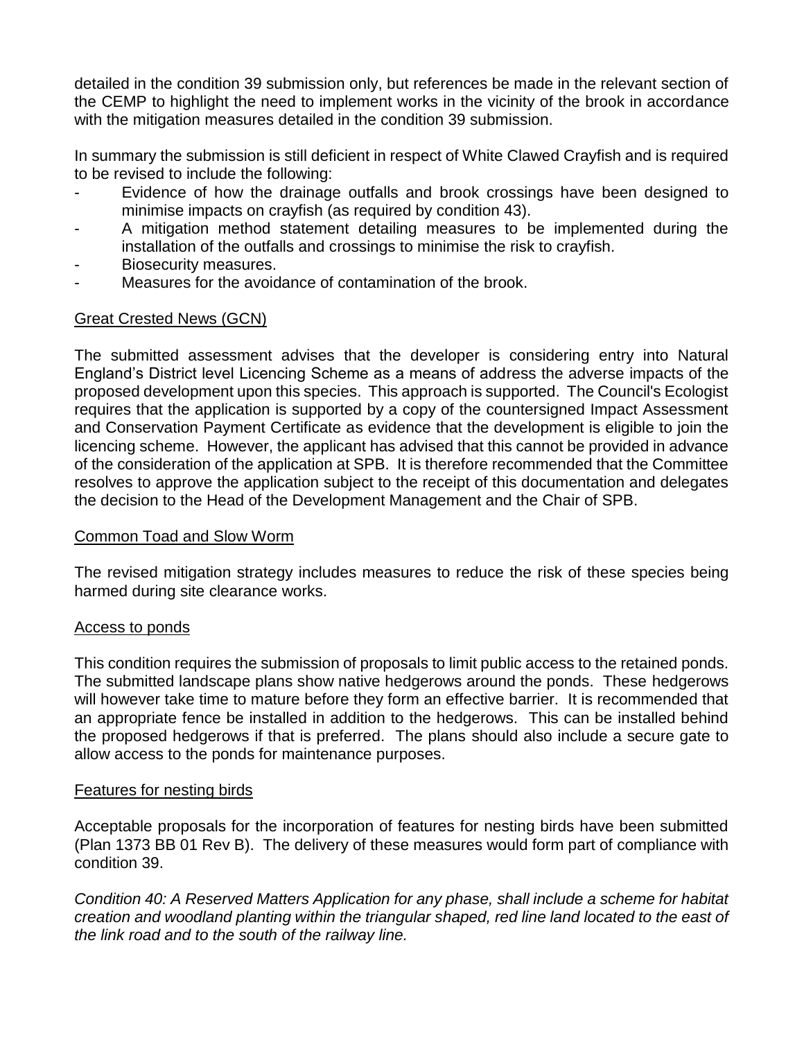detailed in the condition 39 submission only, but references be made in the relevant section of the CEMP to highlight the need to implement works in the vicinity of the brook in accordance with the mitigation measures detailed in the condition 39 submission.

In summary the submission is still deficient in respect of White Clawed Crayfish and is required to be revised to include the following:

- Evidence of how the drainage outfalls and brook crossings have been designed to minimise impacts on crayfish (as required by condition 43).
- A mitigation method statement detailing measures to be implemented during the installation of the outfalls and crossings to minimise the risk to crayfish.
- Biosecurity measures.
- Measures for the avoidance of contamination of the brook.

<u>Great Crested News (GCN)</u>

The submitted assessment advises that the developer is considering entry into Natural England's District level Licencing Scheme as a means of address the adverse impacts of the proposed development upon this species. This approach is supported. The Council's Ecologist requires that the application is supported by a copy of the countersigned Impact Assessment and Conservation Payment Certificate as evidence that the development is eligible to join the licencing scheme. However, the applicant has advised that this cannot be provided in advance of the consideration of the application at SPB. It is therefore recommended that the Committee resolves to approve the application subject to the receipt of this documentation and delegates the decision to the Head of the Development Management and the Chair of SPB.

<u>Common Toad and Slow Worm</u>

The revised mitigation strategy includes measures to reduce the risk of these species being harmed during site clearance works.

<u>Access to ponds</u>

This condition requires the submission of proposals to limit public access to the retained ponds. The submitted landscape plans show native hedgerows around the ponds. These hedgerows will however take time to mature before they form an effective barrier. It is recommended that an appropriate fence be installed in addition to the hedgerows. This can be installed behind the proposed hedgerows if that is preferred. The plans should also include a secure gate to allow access to the ponds for maintenance purposes.

<u>Features for nesting birds</u>

Acceptable proposals for the incorporation of features for nesting birds have been submitted (Plan 1373 BB 01 Rev B). The delivery of these measures would form part of compliance with condition 39.

*Condition 40: A Reserved Matters Application for any phase, shall include a scheme for habitat creation and woodland planting within the triangular shaped, red line land located to the east of the link road and to the south of the railway line.*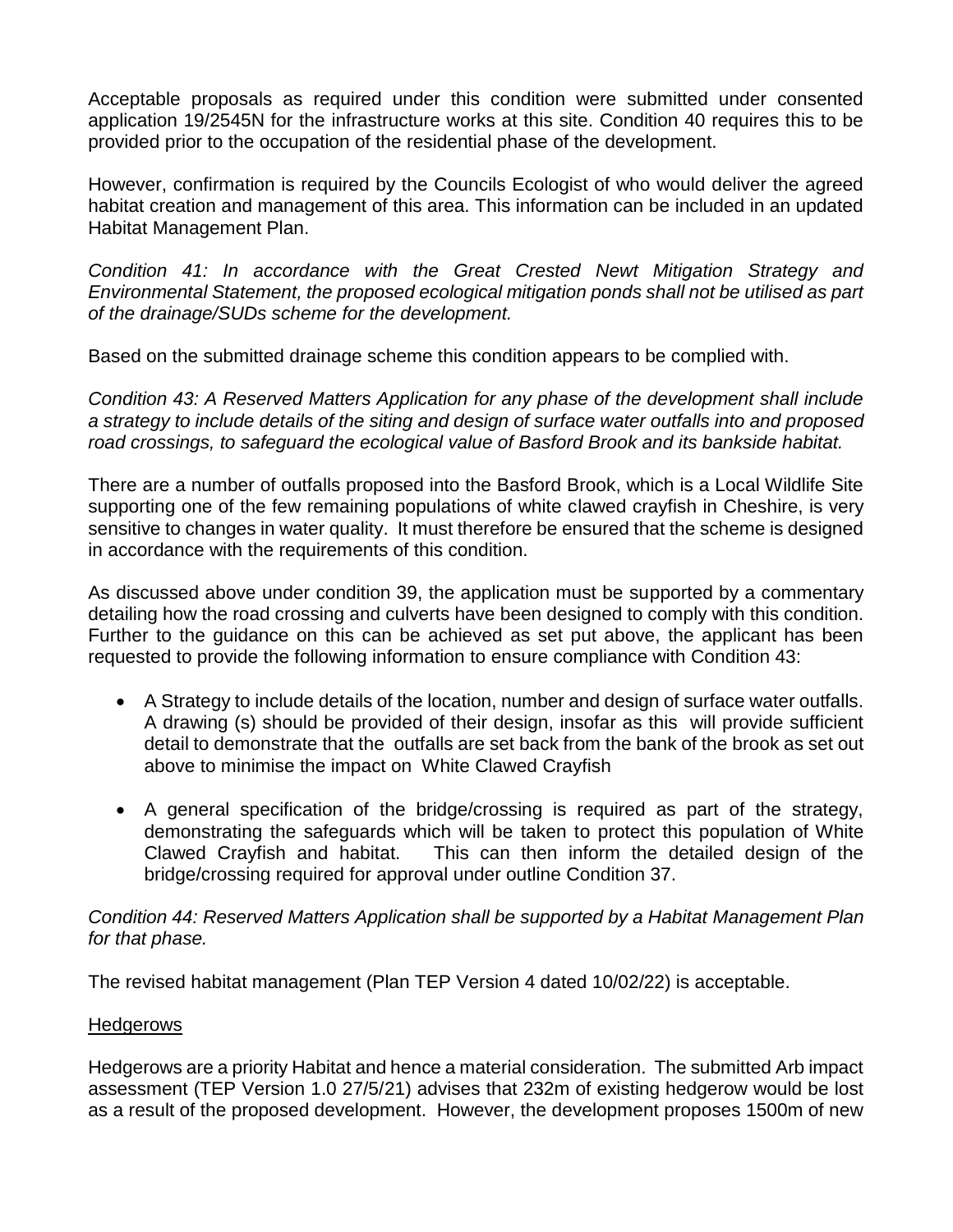Acceptable proposals as required under this condition were submitted under consented application 19/2545N for the infrastructure works at this site. Condition 40 requires this to be provided prior to the occupation of the residential phase of the development.

However, confirmation is required by the Councils Ecologist of who would deliver the agreed habitat creation and management of this area. This information can be included in an updated Habitat Management Plan.

*Condition 41: In accordance with the Great Crested Newt Mitigation Strategy and Environmental Statement, the proposed ecological mitigation ponds shall not be utilised as part of the drainage/SUDs scheme for the development.*

Based on the submitted drainage scheme this condition appears to be complied with.

*Condition 43: A Reserved Matters Application for any phase of the development shall include a strategy to include details of the siting and design of surface water outfalls into and proposed road crossings, to safeguard the ecological value of Basford Brook and its bankside habitat.*

There are a number of outfalls proposed into the Basford Brook, which is a Local Wildlife Site supporting one of the few remaining populations of white clawed crayfish in Cheshire, is very sensitive to changes in water quality. It must therefore be ensured that the scheme is designed in accordance with the requirements of this condition.

As discussed above under condition 39, the application must be supported by a commentary detailing how the road crossing and culverts have been designed to comply with this condition. Further to the guidance on this can be achieved as set put above, the applicant has been requested to provide the following information to ensure compliance with Condition 43:

- A Strategy to include details of the location, number and design of surface water outfalls. A drawing (s) should be provided of their design, insofar as this will provide sufficient detail to demonstrate that the outfalls are set back from the bank of the brook as set out above to minimise the impact on White Clawed Crayfish
- A general specification of the bridge/crossing is required as part of the strategy, demonstrating the safeguards which will be taken to protect this population of White Clawed Crayfish and habitat. This can then inform the detailed design of the bridge/crossing required for approval under outline Condition 37.

*Condition 44: Reserved Matters Application shall be supported by a Habitat Management Plan for that phase.*

The revised habitat management (Plan TEP Version 4 dated 10/02/22) is acceptable.

<u>Hedgerows</u>

Hedgerows are a priority Habitat and hence a material consideration. The submitted Arb impact assessment (TEP Version 1.0 27/5/21) advises that 232m of existing hedgerow would be lost as a result of the proposed development. However, the development proposes 1500m of new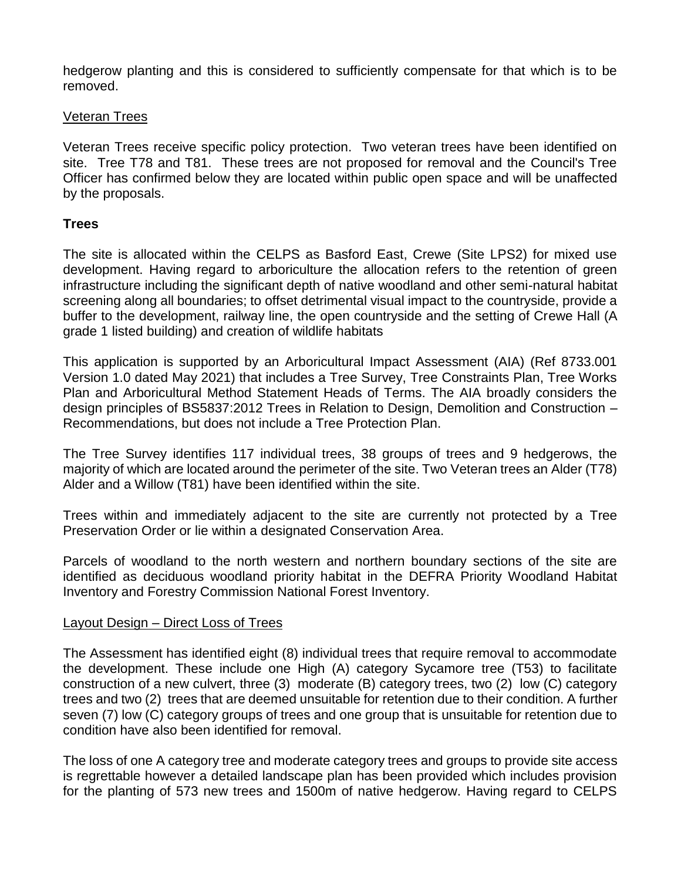hedgerow planting and this is considered to sufficiently compensate for that which is to be removed.

Veteran Trees

Veteran Trees receive specific policy protection. Two veteran trees have been identified on site. Tree T78 and T81. These trees are not proposed for removal and the Council's Tree Officer has confirmed below they are located within public open space and will be unaffected by the proposals.

**Trees**

The site is allocated within the CELPS as Basford East, Crewe (Site LPS2) for mixed use development. Having regard to arboriculture the allocation refers to the retention of green infrastructure including the significant depth of native woodland and other semi-natural habitat screening along all boundaries; to offset detrimental visual impact to the countryside, provide a buffer to the development, railway line, the open countryside and the setting of Crewe Hall (A grade 1 listed building) and creation of wildlife habitats

This application is supported by an Arboricultural Impact Assessment (AIA) (Ref 8733.001 Version 1.0 dated May 2021) that includes a Tree Survey, Tree Constraints Plan, Tree Works Plan and Arboricultural Method Statement Heads of Terms. The AIA broadly considers the design principles of BS5837:2012 Trees in Relation to Design, Demolition and Construction – Recommendations, but does not include a Tree Protection Plan.

The Tree Survey identifies 117 individual trees, 38 groups of trees and 9 hedgerows, the majority of which are located around the perimeter of the site. Two Veteran trees an Alder (T78) Alder and a Willow (T81) have been identified within the site.

Trees within and immediately adjacent to the site are currently not protected by a Tree Preservation Order or lie within a designated Conservation Area.

Parcels of woodland to the north western and northern boundary sections of the site are identified as deciduous woodland priority habitat in the DEFRA Priority Woodland Habitat Inventory and Forestry Commission National Forest Inventory.

Layout Design – Direct Loss of Trees

The Assessment has identified eight (8) individual trees that require removal to accommodate the development. These include one High (A) category Sycamore tree (T53) to facilitate construction of a new culvert, three (3) moderate (B) category trees, two (2) low (C) category trees and two (2) trees that are deemed unsuitable for retention due to their condition. A further seven (7) low (C) category groups of trees and one group that is unsuitable for retention due to condition have also been identified for removal.

The loss of one A category tree and moderate category trees and groups to provide site access is regrettable however a detailed landscape plan has been provided which includes provision for the planting of 573 new trees and 1500m of native hedgerow. Having regard to CELPS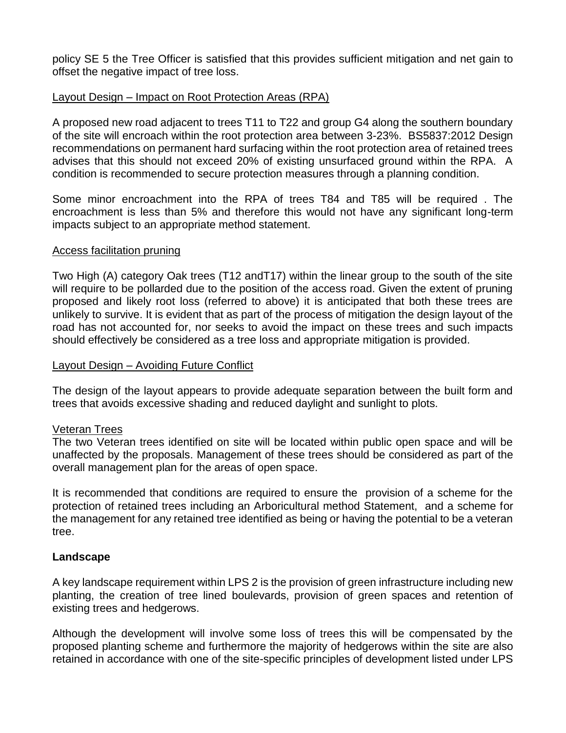policy SE 5 the Tree Officer is satisfied that this provides sufficient mitigation and net gain to offset the negative impact of tree loss.

Layout Design – Impact on Root Protection Areas (RPA)

A proposed new road adjacent to trees T11 to T22 and group G4 along the southern boundary of the site will encroach within the root protection area between 3-23%. BS5837:2012 Design recommendations on permanent hard surfacing within the root protection area of retained trees advises that this should not exceed 20% of existing unsurfaced ground within the RPA. A condition is recommended to secure protection measures through a planning condition.

Some minor encroachment into the RPA of trees T84 and T85 will be required . The encroachment is less than 5% and therefore this would not have any significant long-term impacts subject to an appropriate method statement.

Access facilitation pruning

Two High (A) category Oak trees (T12 andT17) within the linear group to the south of the site will require to be pollarded due to the position of the access road. Given the extent of pruning proposed and likely root loss (referred to above) it is anticipated that both these trees are unlikely to survive. It is evident that as part of the process of mitigation the design layout of the road has not accounted for, nor seeks to avoid the impact on these trees and such impacts should effectively be considered as a tree loss and appropriate mitigation is provided.

Layout Design – Avoiding Future Conflict

The design of the layout appears to provide adequate separation between the built form and trees that avoids excessive shading and reduced daylight and sunlight to plots.

Veteran Trees

The two Veteran trees identified on site will be located within public open space and will be unaffected by the proposals. Management of these trees should be considered as part of the overall management plan for the areas of open space.

It is recommended that conditions are required to ensure the provision of a scheme for the protection of retained trees including an Arboricultural method Statement, and a scheme for the management for any retained tree identified as being or having the potential to be a veteran tree.

**Landscape**

A key landscape requirement within LPS 2 is the provision of green infrastructure including new planting, the creation of tree lined boulevards, provision of green spaces and retention of existing trees and hedgerows.

Although the development will involve some loss of trees this will be compensated by the proposed planting scheme and furthermore the majority of hedgerows within the site are also retained in accordance with one of the site-specific principles of development listed under LPS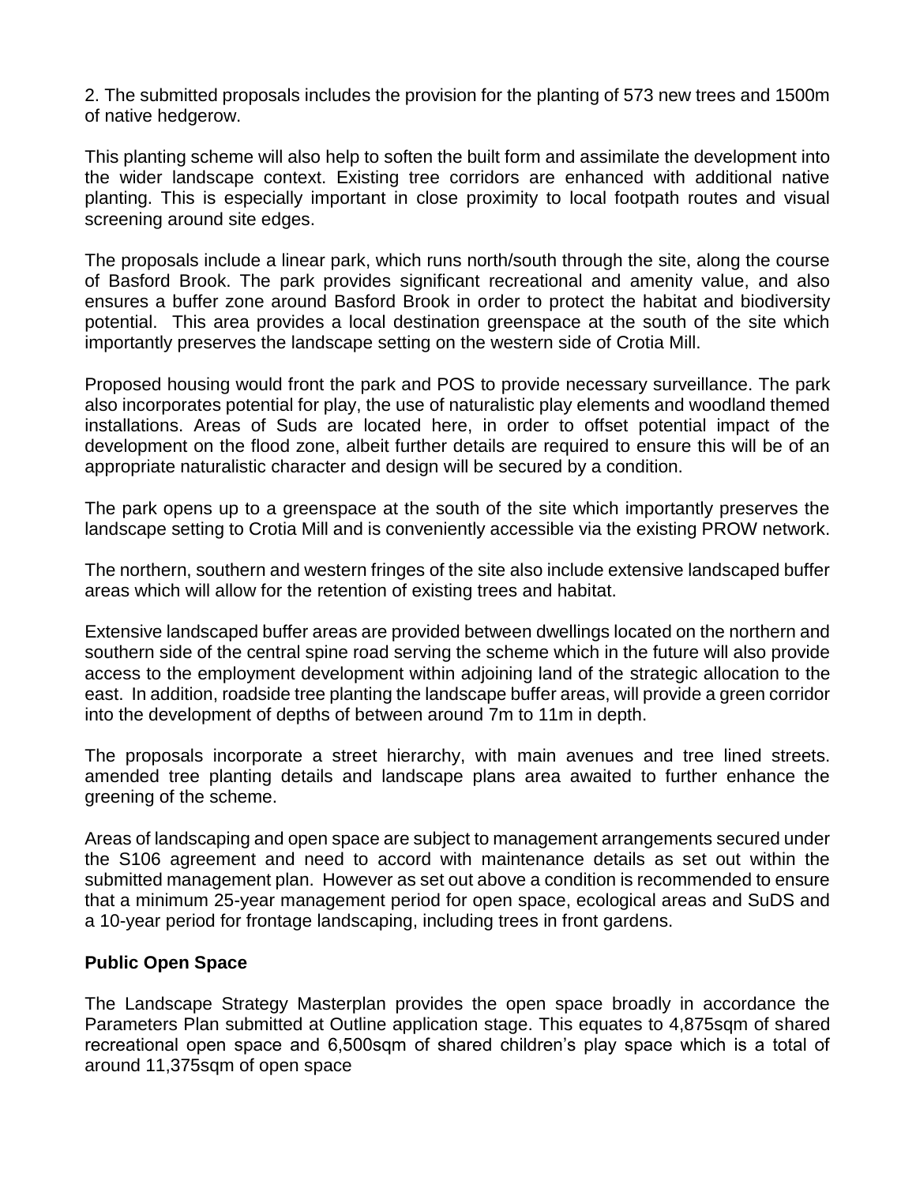2. The submitted proposals includes the provision for the planting of 573 new trees and 1500m of native hedgerow.

This planting scheme will also help to soften the built form and assimilate the development into the wider landscape context. Existing tree corridors are enhanced with additional native planting. This is especially important in close proximity to local footpath routes and visual screening around site edges.

The proposals include a linear park, which runs north/south through the site, along the course of Basford Brook. The park provides significant recreational and amenity value, and also ensures a buffer zone around Basford Brook in order to protect the habitat and biodiversity potential. This area provides a local destination greenspace at the south of the site which importantly preserves the landscape setting on the western side of Crotia Mill.

Proposed housing would front the park and POS to provide necessary surveillance. The park also incorporates potential for play, the use of naturalistic play elements and woodland themed installations. Areas of Suds are located here, in order to offset potential impact of the development on the flood zone, albeit further details are required to ensure this will be of an appropriate naturalistic character and design will be secured by a condition.

The park opens up to a greenspace at the south of the site which importantly preserves the landscape setting to Crotia Mill and is conveniently accessible via the existing PROW network.

The northern, southern and western fringes of the site also include extensive landscaped buffer areas which will allow for the retention of existing trees and habitat.

Extensive landscaped buffer areas are provided between dwellings located on the northern and southern side of the central spine road serving the scheme which in the future will also provide access to the employment development within adjoining land of the strategic allocation to the east. In addition, roadside tree planting the landscape buffer areas, will provide a green corridor into the development of depths of between around 7m to 11m in depth.

The proposals incorporate a street hierarchy, with main avenues and tree lined streets. amended tree planting details and landscape plans area awaited to further enhance the greening of the scheme.

Areas of landscaping and open space are subject to management arrangements secured under the S106 agreement and need to accord with maintenance details as set out within the submitted management plan. However as set out above a condition is recommended to ensure that a minimum 25-year management period for open space, ecological areas and SuDS and a 10-year period for frontage landscaping, including trees in front gardens.

**Public Open Space**

The Landscape Strategy Masterplan provides the open space broadly in accordance the Parameters Plan submitted at Outline application stage. This equates to 4,875sqm of shared recreational open space and 6,500sqm of shared children's play space which is a total of around 11,375sqm of open space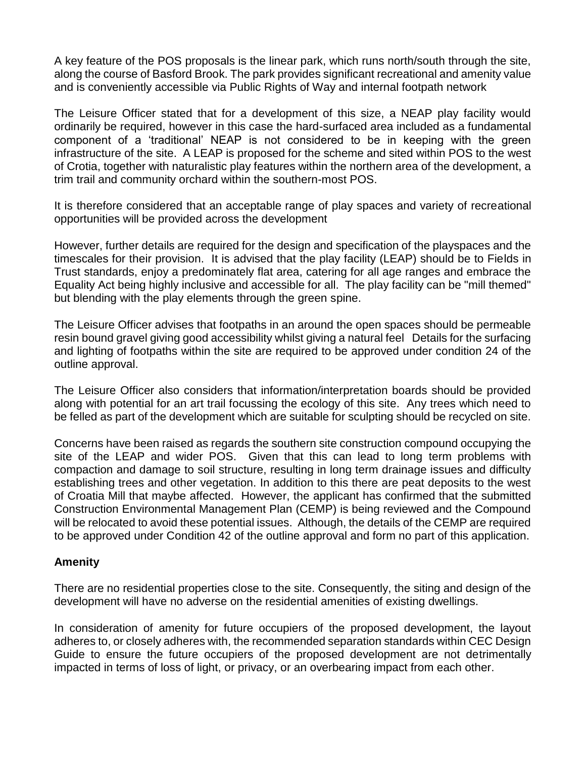A key feature of the POS proposals is the linear park, which runs north/south through the site, along the course of Basford Brook. The park provides significant recreational and amenity value and is conveniently accessible via Public Rights of Way and internal footpath network

The Leisure Officer stated that for a development of this size, a NEAP play facility would ordinarily be required, however in this case the hard-surfaced area included as a fundamental component of a 'traditional' NEAP is not considered to be in keeping with the green infrastructure of the site. A LEAP is proposed for the scheme and sited within POS to the west of Crotia, together with naturalistic play features within the northern area of the development, a trim trail and community orchard within the southern-most POS.

It is therefore considered that an acceptable range of play spaces and variety of recreational opportunities will be provided across the development

However, further details are required for the design and specification of the playspaces and the timescales for their provision. It is advised that the play facility (LEAP) should be to Fields in Trust standards, enjoy a predominately flat area, catering for all age ranges and embrace the Equality Act being highly inclusive and accessible for all. The play facility can be "mill themed" but blending with the play elements through the green spine.

The Leisure Officer advises that footpaths in an around the open spaces should be permeable resin bound gravel giving good accessibility whilst giving a natural feel Details for the surfacing and lighting of footpaths within the site are required to be approved under condition 24 of the outline approval.

The Leisure Officer also considers that information/interpretation boards should be provided along with potential for an art trail focussing the ecology of this site. Any trees which need to be felled as part of the development which are suitable for sculpting should be recycled on site.

Concerns have been raised as regards the southern site construction compound occupying the site of the LEAP and wider POS. Given that this can lead to long term problems with compaction and damage to soil structure, resulting in long term drainage issues and difficulty establishing trees and other vegetation. In addition to this there are peat deposits to the west of Croatia Mill that maybe affected. However, the applicant has confirmed that the submitted Construction Environmental Management Plan (CEMP) is being reviewed and the Compound will be relocated to avoid these potential issues. Although, the details of the CEMP are required to be approved under Condition 42 of the outline approval and form no part of this application.

**Amenity**

There are no residential properties close to the site. Consequently, the siting and design of the development will have no adverse on the residential amenities of existing dwellings.

In consideration of amenity for future occupiers of the proposed development, the layout adheres to, or closely adheres with, the recommended separation standards within CEC Design Guide to ensure the future occupiers of the proposed development are not detrimentally impacted in terms of loss of light, or privacy, or an overbearing impact from each other.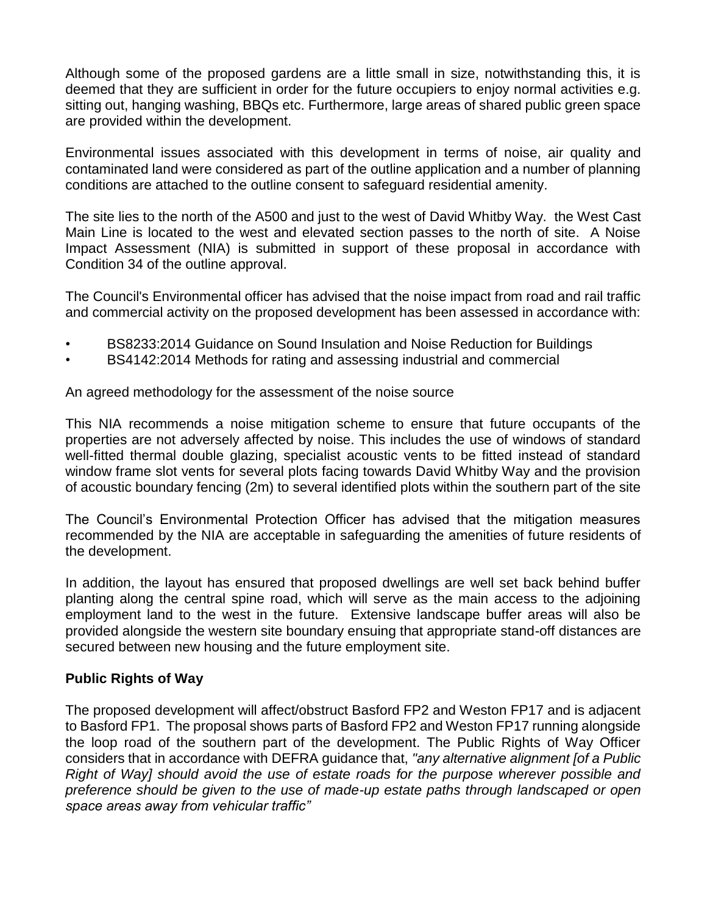Although some of the proposed gardens are a little small in size, notwithstanding this, it is deemed that they are sufficient in order for the future occupiers to enjoy normal activities e.g. sitting out, hanging washing, BBQs etc. Furthermore, large areas of shared public green space are provided within the development.

Environmental issues associated with this development in terms of noise, air quality and contaminated land were considered as part of the outline application and a number of planning conditions are attached to the outline consent to safeguard residential amenity.

The site lies to the north of the A500 and just to the west of David Whitby Way. the West Cast Main Line is located to the west and elevated section passes to the north of site. A Noise Impact Assessment (NIA) is submitted in support of these proposal in accordance with Condition 34 of the outline approval.

The Council's Environmental officer has advised that the noise impact from road and rail traffic and commercial activity on the proposed development has been assessed in accordance with:

- BS8233:2014 Guidance on Sound Insulation and Noise Reduction for Buildings
- BS4142:2014 Methods for rating and assessing industrial and commercial

An agreed methodology for the assessment of the noise source

This NIA recommends a noise mitigation scheme to ensure that future occupants of the properties are not adversely affected by noise. This includes the use of windows of standard well-fitted thermal double glazing, specialist acoustic vents to be fitted instead of standard window frame slot vents for several plots facing towards David Whitby Way and the provision of acoustic boundary fencing (2m) to several identified plots within the southern part of the site

The Council's Environmental Protection Officer has advised that the mitigation measures recommended by the NIA are acceptable in safeguarding the amenities of future residents of the development.

In addition, the layout has ensured that proposed dwellings are well set back behind buffer planting along the central spine road, which will serve as the main access to the adjoining employment land to the west in the future. Extensive landscape buffer areas will also be provided alongside the western site boundary ensuing that appropriate stand-off distances are secured between new housing and the future employment site.

**Public Rights of Way**

The proposed development will affect/obstruct Basford FP2 and Weston FP17 and is adjacent to Basford FP1. The proposal shows parts of Basford FP2 and Weston FP17 running alongside the loop road of the southern part of the development. The Public Rights of Way Officer considers that in accordance with DEFRA guidance that, *"any alternative alignment [of a Public Right of Way] should avoid the use of estate roads for the purpose wherever possible and preference should be given to the use of made-up estate paths through landscaped or open space areas away from vehicular traffic"*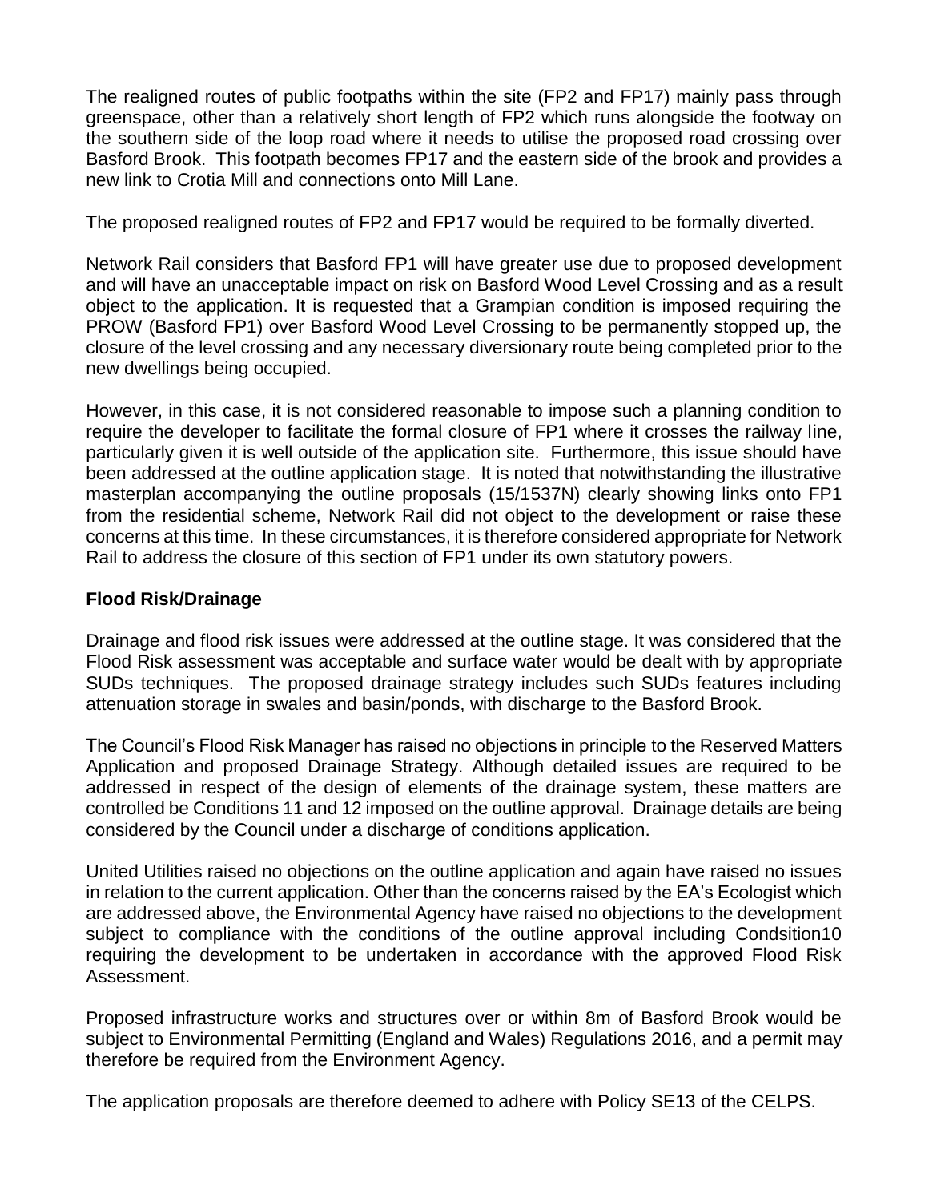The realigned routes of public footpaths within the site (FP2 and FP17) mainly pass through greenspace, other than a relatively short length of FP2 which runs alongside the footway on the southern side of the loop road where it needs to utilise the proposed road crossing over Basford Brook. This footpath becomes FP17 and the eastern side of the brook and provides a new link to Crotia Mill and connections onto Mill Lane.

The proposed realigned routes of FP2 and FP17 would be required to be formally diverted.

Network Rail considers that Basford FP1 will have greater use due to proposed development and will have an unacceptable impact on risk on Basford Wood Level Crossing and as a result object to the application. It is requested that a Grampian condition is imposed requiring the PROW (Basford FP1) over Basford Wood Level Crossing to be permanently stopped up, the closure of the level crossing and any necessary diversionary route being completed prior to the new dwellings being occupied.

However, in this case, it is not considered reasonable to impose such a planning condition to require the developer to facilitate the formal closure of FP1 where it crosses the railway line, particularly given it is well outside of the application site. Furthermore, this issue should have been addressed at the outline application stage. It is noted that notwithstanding the illustrative masterplan accompanying the outline proposals (15/1537N) clearly showing links onto FP1 from the residential scheme, Network Rail did not object to the development or raise these concerns at this time. In these circumstances, it is therefore considered appropriate for Network Rail to address the closure of this section of FP1 under its own statutory powers.

**Flood Risk/Drainage**

Drainage and flood risk issues were addressed at the outline stage. It was considered that the Flood Risk assessment was acceptable and surface water would be dealt with by appropriate SUDs techniques. The proposed drainage strategy includes such SUDs features including attenuation storage in swales and basin/ponds, with discharge to the Basford Brook.

The Council's Flood Risk Manager has raised no objections in principle to the Reserved Matters Application and proposed Drainage Strategy. Although detailed issues are required to be addressed in respect of the design of elements of the drainage system, these matters are controlled be Conditions 11 and 12 imposed on the outline approval. Drainage details are being considered by the Council under a discharge of conditions application.

United Utilities raised no objections on the outline application and again have raised no issues in relation to the current application. Other than the concerns raised by the EA's Ecologist which are addressed above, the Environmental Agency have raised no objections to the development subject to compliance with the conditions of the outline approval including Condsition10 requiring the development to be undertaken in accordance with the approved Flood Risk Assessment.

Proposed infrastructure works and structures over or within 8m of Basford Brook would be subject to Environmental Permitting (England and Wales) Regulations 2016, and a permit may therefore be required from the Environment Agency.

The application proposals are therefore deemed to adhere with Policy SE13 of the CELPS.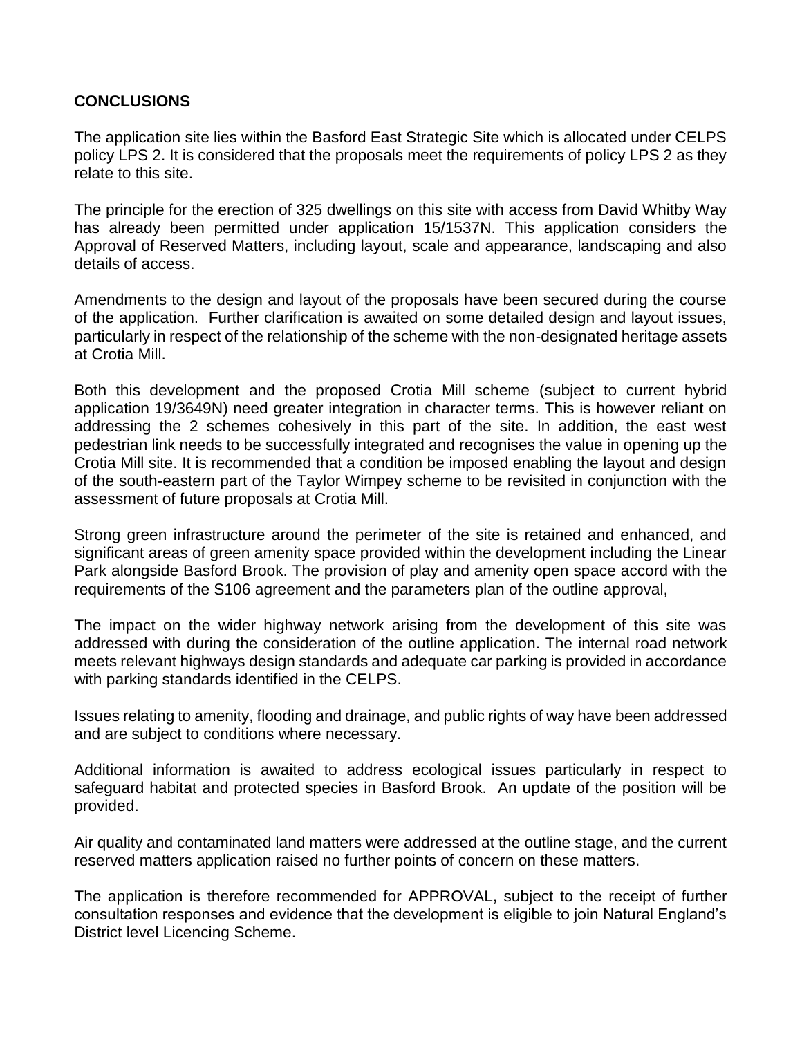**CONCLUSIONS**

The application site lies within the Basford East Strategic Site which is allocated under CELPS policy LPS 2. It is considered that the proposals meet the requirements of policy LPS 2 as they relate to this site.

The principle for the erection of 325 dwellings on this site with access from David Whitby Way has already been permitted under application 15/1537N. This application considers the Approval of Reserved Matters, including layout, scale and appearance, landscaping and also details of access.

Amendments to the design and layout of the proposals have been secured during the course of the application. Further clarification is awaited on some detailed design and layout issues, particularly in respect of the relationship of the scheme with the non-designated heritage assets at Crotia Mill.

Both this development and the proposed Crotia Mill scheme (subject to current hybrid application 19/3649N) need greater integration in character terms. This is however reliant on addressing the 2 schemes cohesively in this part of the site. In addition, the east west pedestrian link needs to be successfully integrated and recognises the value in opening up the Crotia Mill site. It is recommended that a condition be imposed enabling the layout and design of the south-eastern part of the Taylor Wimpey scheme to be revisited in conjunction with the assessment of future proposals at Crotia Mill.

Strong green infrastructure around the perimeter of the site is retained and enhanced, and significant areas of green amenity space provided within the development including the Linear Park alongside Basford Brook. The provision of play and amenity open space accord with the requirements of the S106 agreement and the parameters plan of the outline approval,

The impact on the wider highway network arising from the development of this site was addressed with during the consideration of the outline application. The internal road network meets relevant highways design standards and adequate car parking is provided in accordance with parking standards identified in the CELPS.

Issues relating to amenity, flooding and drainage, and public rights of way have been addressed and are subject to conditions where necessary.

Additional information is awaited to address ecological issues particularly in respect to safeguard habitat and protected species in Basford Brook. An update of the position will be provided.

Air quality and contaminated land matters were addressed at the outline stage, and the current reserved matters application raised no further points of concern on these matters.

The application is therefore recommended for APPROVAL, subject to the receipt of further consultation responses and evidence that the development is eligible to join Natural England's District level Licencing Scheme.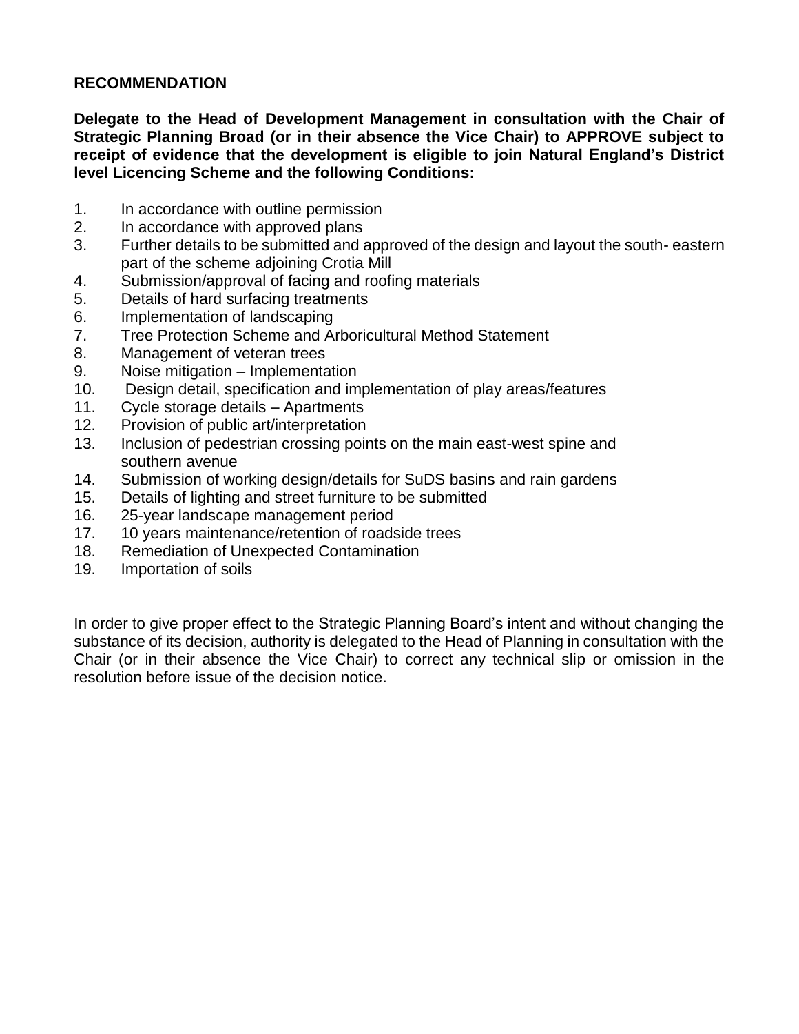**RECOMMENDATION**

**Delegate to the Head of Development Management in consultation with the Chair of Strategic Planning Broad (or in their absence the Vice Chair) to APPROVE subject to receipt of evidence that the development is eligible to join Natural England's District level Licencing Scheme and the following Conditions:**

1. In accordance with outline permission
2. In accordance with approved plans
3. Further details to be submitted and approved of the design and layout the south- eastern part of the scheme adjoining Crotia Mill
4. Submission/approval of facing and roofing materials
5. Details of hard surfacing treatments
6. Implementation of landscaping
7. Tree Protection Scheme and Arboricultural Method Statement
8. Management of veteran trees
9. Noise mitigation – Implementation
10. Design detail, specification and implementation of play areas/features
11. Cycle storage details – Apartments
12. Provision of public art/interpretation
13. Inclusion of pedestrian crossing points on the main east-west spine and southern avenue
14. Submission of working design/details for SuDS basins and rain gardens
15. Details of lighting and street furniture to be submitted
16. 25-year landscape management period
17. 10 years maintenance/retention of roadside trees
18. Remediation of Unexpected Contamination
19. Importation of soils

In order to give proper effect to the Strategic Planning Board's intent and without changing the substance of its decision, authority is delegated to the Head of Planning in consultation with the Chair (or in their absence the Vice Chair) to correct any technical slip or omission in the resolution before issue of the decision notice.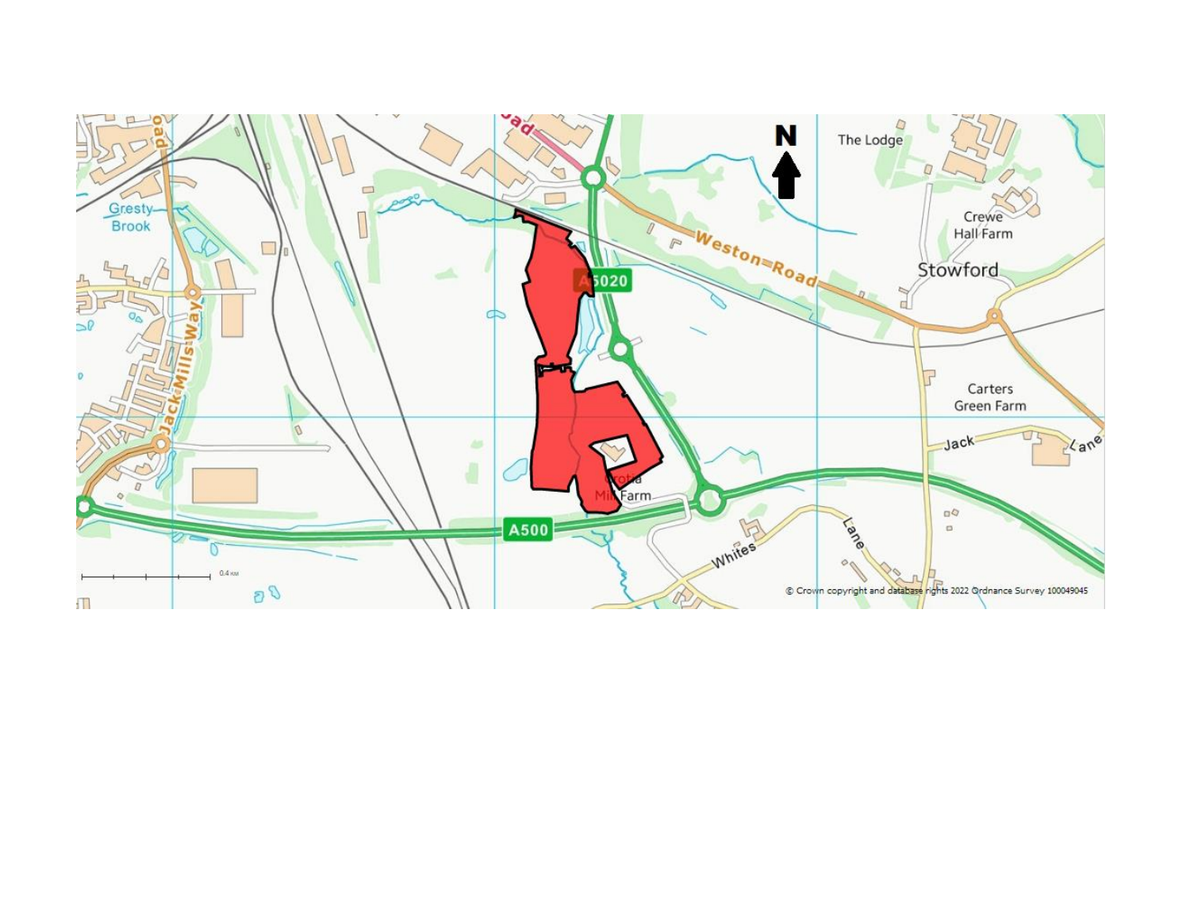N

The Lodge

Gresty Brook

Crewe Hall Farm

Stowford

Weston Road

A5020

Jack Mills Way

Carters Green Farm

Jack Lane

Crotia Mill Farm

A500

Whites Lane

0.4 KM

© Crown copyright and database rights 2022 Ordnance Survey 100049045